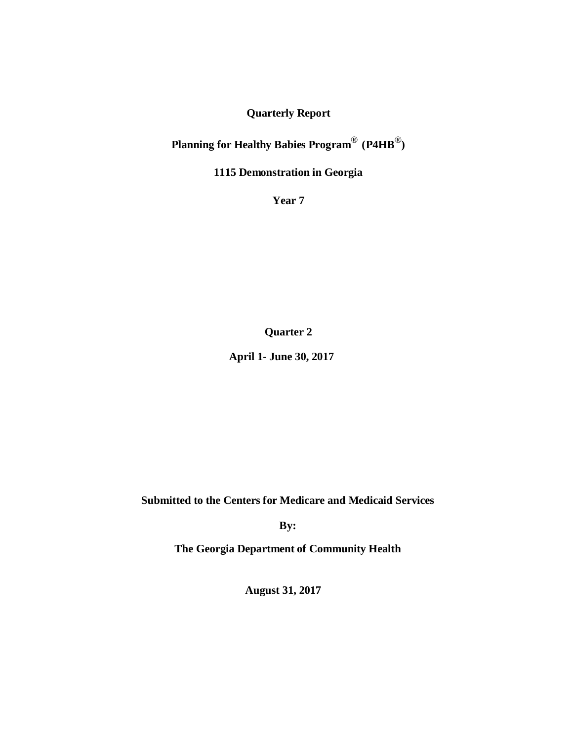**Quarterly Report**

**Planning for Healthy Babies Program® (P4HB®)**

**1115 Demonstration in Georgia**

**Year 7**

**Quarter 2**

**April 1- June 30, 2017**

**Submitted to the Centers for Medicare and Medicaid Services**

**By:**

**The Georgia Department of Community Health**

**August 31, 2017**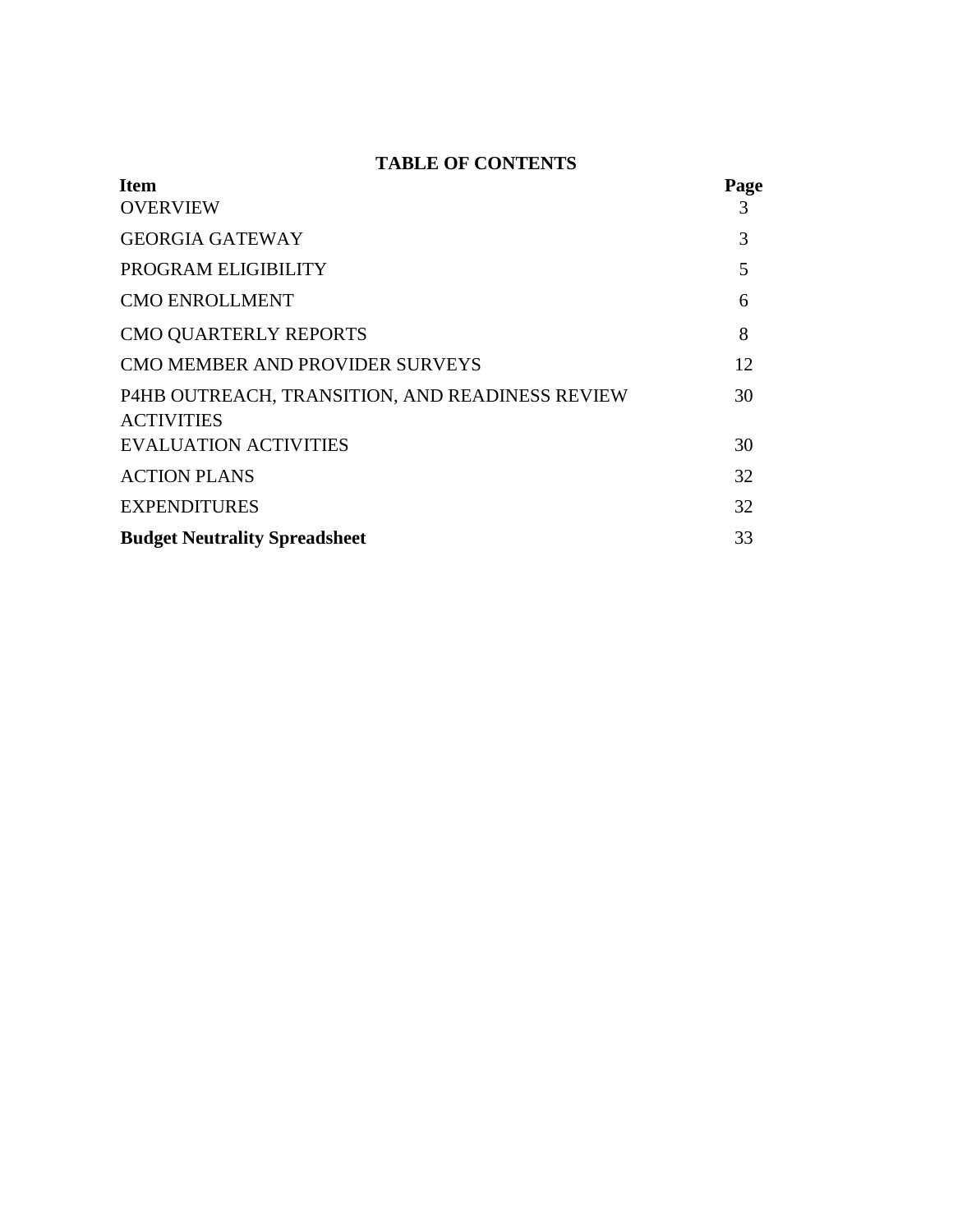**TABLE OF CONTENTS**

| Item | Page |
|---|---|
| OVERVIEW | 3 |
| GEORGIA GATEWAY | 3 |
| PROGRAM ELIGIBILITY | 5 |
| CMO ENROLLMENT | 6 |
| CMO QUARTERLY REPORTS | 8 |
| CMO MEMBER AND PROVIDER SURVEYS | 12 |
| P4HB OUTREACH, TRANSITION, AND READINESS REVIEW ACTIVITIES | 30 |
| EVALUATION ACTIVITIES | 30 |
| ACTION PLANS | 32 |
| EXPENDITURES | 32 |
| **Budget Neutrality Spreadsheet** | 33 |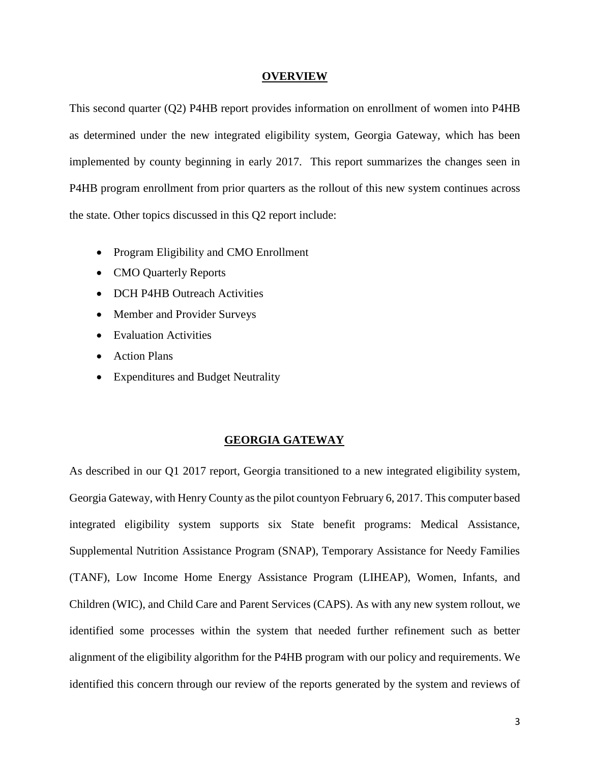## OVERVIEW

This second quarter (Q2) P4HB report provides information on enrollment of women into P4HB as determined under the new integrated eligibility system, Georgia Gateway, which has been implemented by county beginning in early 2017. This report summarizes the changes seen in P4HB program enrollment from prior quarters as the rollout of this new system continues across the state. Other topics discussed in this Q2 report include:

- Program Eligibility and CMO Enrollment
- CMO Quarterly Reports
- DCH P4HB Outreach Activities
- Member and Provider Surveys
- Evaluation Activities
- Action Plans
- Expenditures and Budget Neutrality

## GEORGIA GATEWAY

As described in our Q1 2017 report, Georgia transitioned to a new integrated eligibility system, Georgia Gateway, with Henry County as the pilot countyon February 6, 2017. This computer based integrated eligibility system supports six State benefit programs: Medical Assistance, Supplemental Nutrition Assistance Program (SNAP), Temporary Assistance for Needy Families (TANF), Low Income Home Energy Assistance Program (LIHEAP), Women, Infants, and Children (WIC), and Child Care and Parent Services (CAPS). As with any new system rollout, we identified some processes within the system that needed further refinement such as better alignment of the eligibility algorithm for the P4HB program with our policy and requirements. We identified this concern through our review of the reports generated by the system and reviews of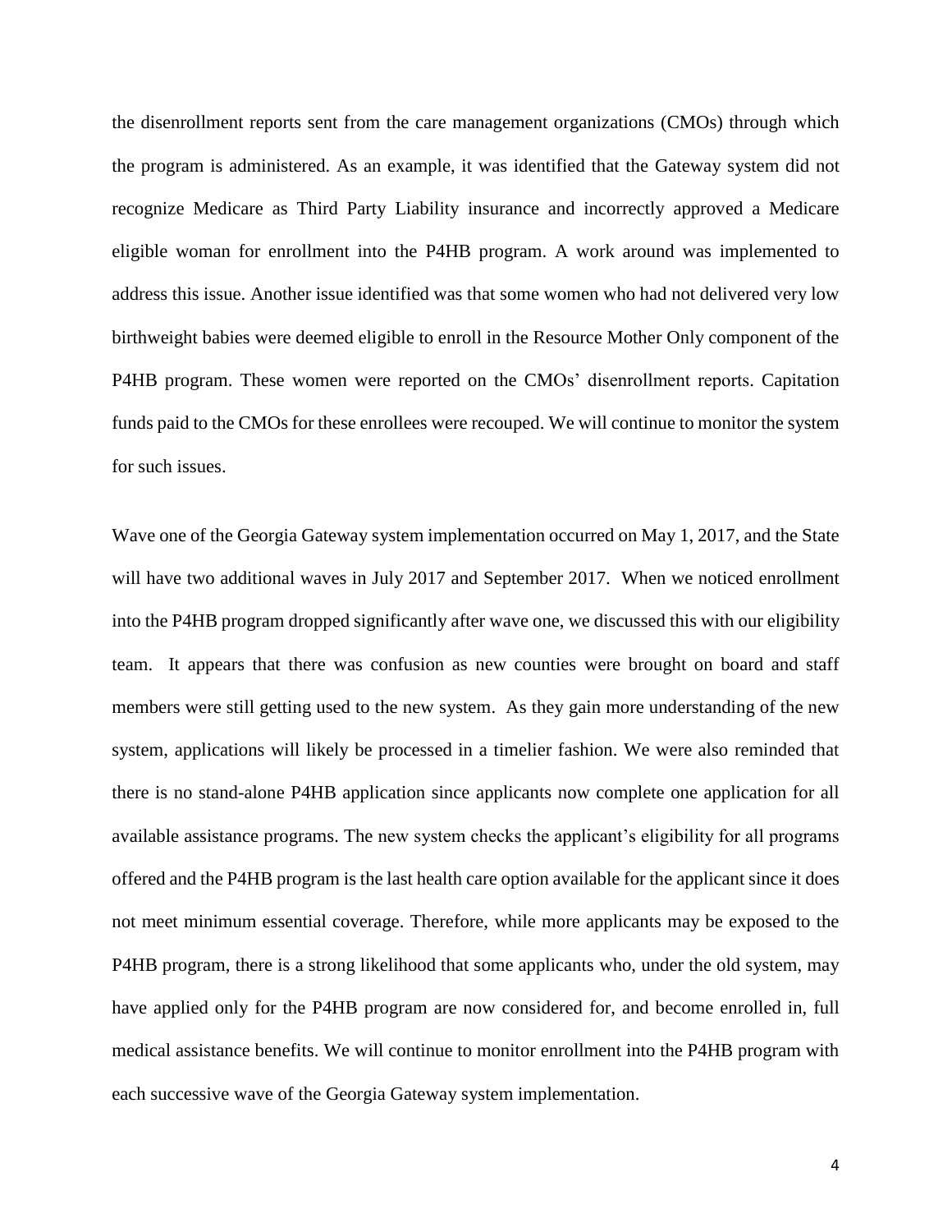the disenrollment reports sent from the care management organizations (CMOs) through which the program is administered. As an example, it was identified that the Gateway system did not recognize Medicare as Third Party Liability insurance and incorrectly approved a Medicare eligible woman for enrollment into the P4HB program. A work around was implemented to address this issue. Another issue identified was that some women who had not delivered very low birthweight babies were deemed eligible to enroll in the Resource Mother Only component of the P4HB program. These women were reported on the CMOs' disenrollment reports. Capitation funds paid to the CMOs for these enrollees were recouped. We will continue to monitor the system for such issues.

Wave one of the Georgia Gateway system implementation occurred on May 1, 2017, and the State will have two additional waves in July 2017 and September 2017. When we noticed enrollment into the P4HB program dropped significantly after wave one, we discussed this with our eligibility team. It appears that there was confusion as new counties were brought on board and staff members were still getting used to the new system. As they gain more understanding of the new system, applications will likely be processed in a timelier fashion. We were also reminded that there is no stand-alone P4HB application since applicants now complete one application for all available assistance programs. The new system checks the applicant's eligibility for all programs offered and the P4HB program is the last health care option available for the applicant since it does not meet minimum essential coverage. Therefore, while more applicants may be exposed to the P4HB program, there is a strong likelihood that some applicants who, under the old system, may have applied only for the P4HB program are now considered for, and become enrolled in, full medical assistance benefits. We will continue to monitor enrollment into the P4HB program with each successive wave of the Georgia Gateway system implementation.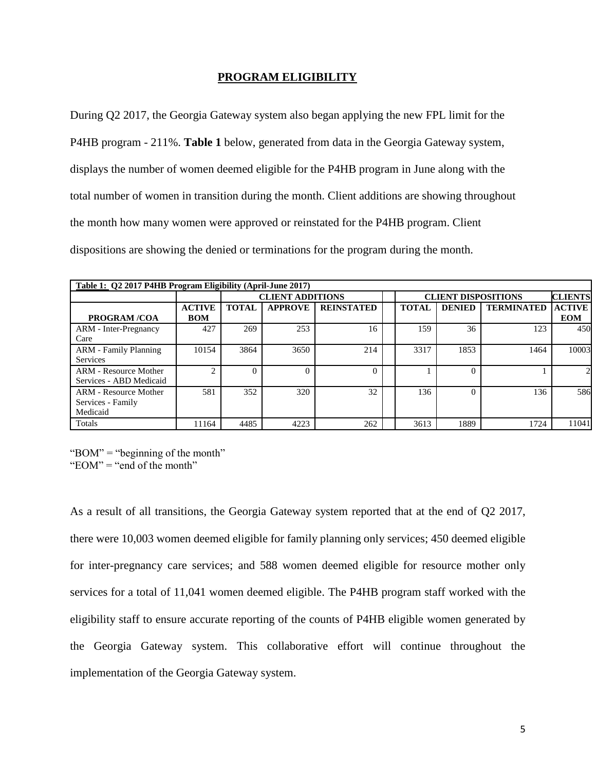## PROGRAM ELIGIBILITY

During Q2 2017, the Georgia Gateway system also began applying the new FPL limit for the P4HB program - 211%. **Table 1** below, generated from data in the Georgia Gateway system, displays the number of women deemed eligible for the P4HB program in June along with the total number of women in transition during the month. Client additions are showing throughout the month how many women were approved or reinstated for the P4HB program. Client dispositions are showing the denied or terminations for the program during the month.

| Table 1: Q2 2017 P4HB Program Eligibility (April-June 2017) | | | | | | | | | |
|---|---|---|---|---|---|---|---|---|---|
| | | CLIENT ADDITIONS | | | | CLIENT DISPOSITIONS | | | CLIENTS |
| PROGRAM /COA | ACTIVE BOM | TOTAL | APPROVE | REINSTATED | | TOTAL | DENIED | TERMINATED | ACTIVE EOM |
| ARM - Inter-Pregnancy Care | 427 | 269 | 253 | 16 | | 159 | 36 | 123 | 450 |
| ARM - Family Planning Services | 10154 | 3864 | 3650 | 214 | | 3317 | 1853 | 1464 | 10003 |
| ARM - Resource Mother Services - ABD Medicaid | 2 | 0 | 0 | 0 | | 1 | 0 | 1 | 2 |
| ARM - Resource Mother Services - Family Medicaid | 581 | 352 | 320 | 32 | | 136 | 0 | 136 | 586 |
| Totals | 11164 | 4485 | 4223 | 262 | | 3613 | 1889 | 1724 | 11041 |

"BOM" = "beginning of the month"
"EOM" = "end of the month"

As a result of all transitions, the Georgia Gateway system reported that at the end of Q2 2017, there were 10,003 women deemed eligible for family planning only services; 450 deemed eligible for inter-pregnancy care services; and 588 women deemed eligible for resource mother only services for a total of 11,041 women deemed eligible. The P4HB program staff worked with the eligibility staff to ensure accurate reporting of the counts of P4HB eligible women generated by the Georgia Gateway system. This collaborative effort will continue throughout the implementation of the Georgia Gateway system.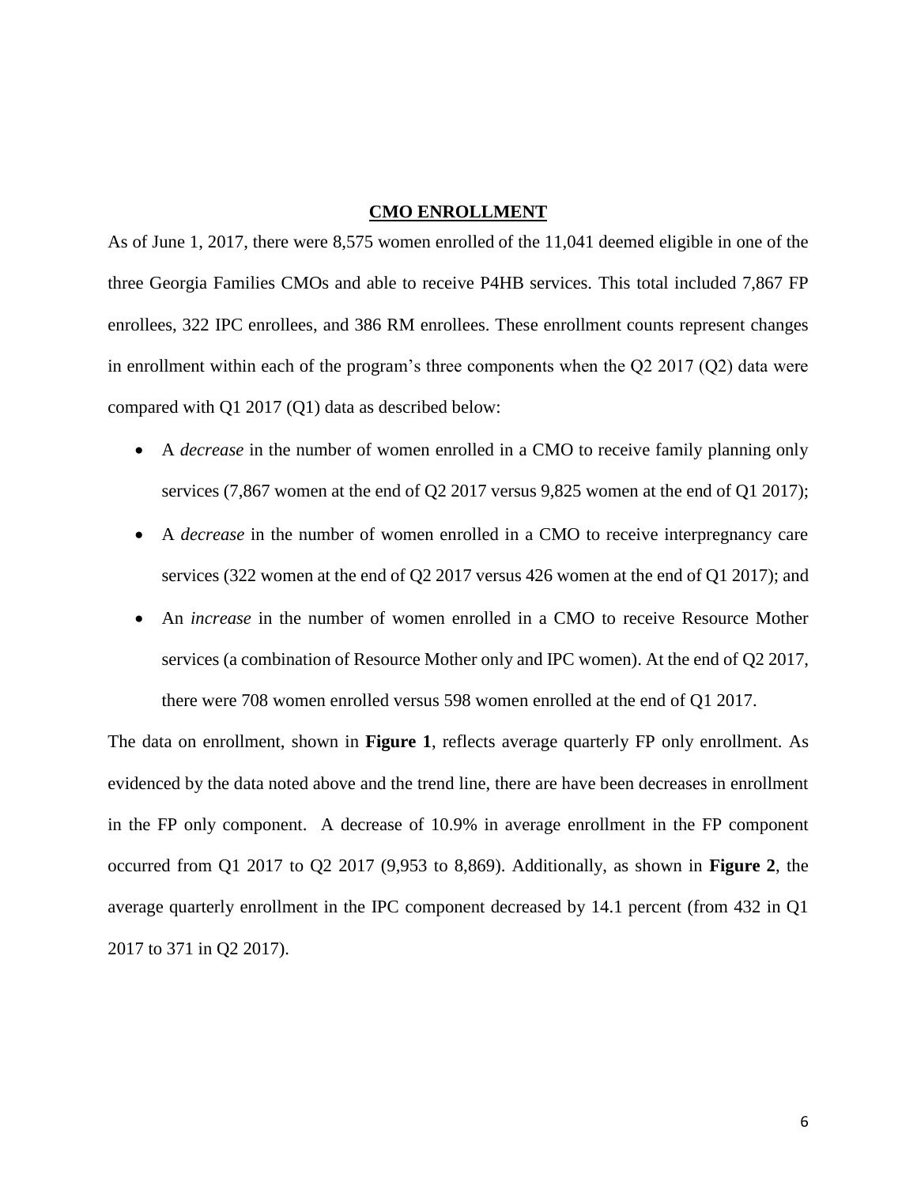## CMO ENROLLMENT

As of June 1, 2017, there were 8,575 women enrolled of the 11,041 deemed eligible in one of the three Georgia Families CMOs and able to receive P4HB services. This total included 7,867 FP enrollees, 322 IPC enrollees, and 386 RM enrollees. These enrollment counts represent changes in enrollment within each of the program's three components when the Q2 2017 (Q2) data were compared with Q1 2017 (Q1) data as described below:

- A *decrease* in the number of women enrolled in a CMO to receive family planning only services (7,867 women at the end of Q2 2017 versus 9,825 women at the end of Q1 2017);
- A *decrease* in the number of women enrolled in a CMO to receive interpregnancy care services (322 women at the end of Q2 2017 versus 426 women at the end of Q1 2017); and
- An *increase* in the number of women enrolled in a CMO to receive Resource Mother services (a combination of Resource Mother only and IPC women). At the end of Q2 2017, there were 708 women enrolled versus 598 women enrolled at the end of Q1 2017.

The data on enrollment, shown in **Figure 1**, reflects average quarterly FP only enrollment. As evidenced by the data noted above and the trend line, there are have been decreases in enrollment in the FP only component. A decrease of 10.9% in average enrollment in the FP component occurred from Q1 2017 to Q2 2017 (9,953 to 8,869). Additionally, as shown in **Figure 2**, the average quarterly enrollment in the IPC component decreased by 14.1 percent (from 432 in Q1 2017 to 371 in Q2 2017).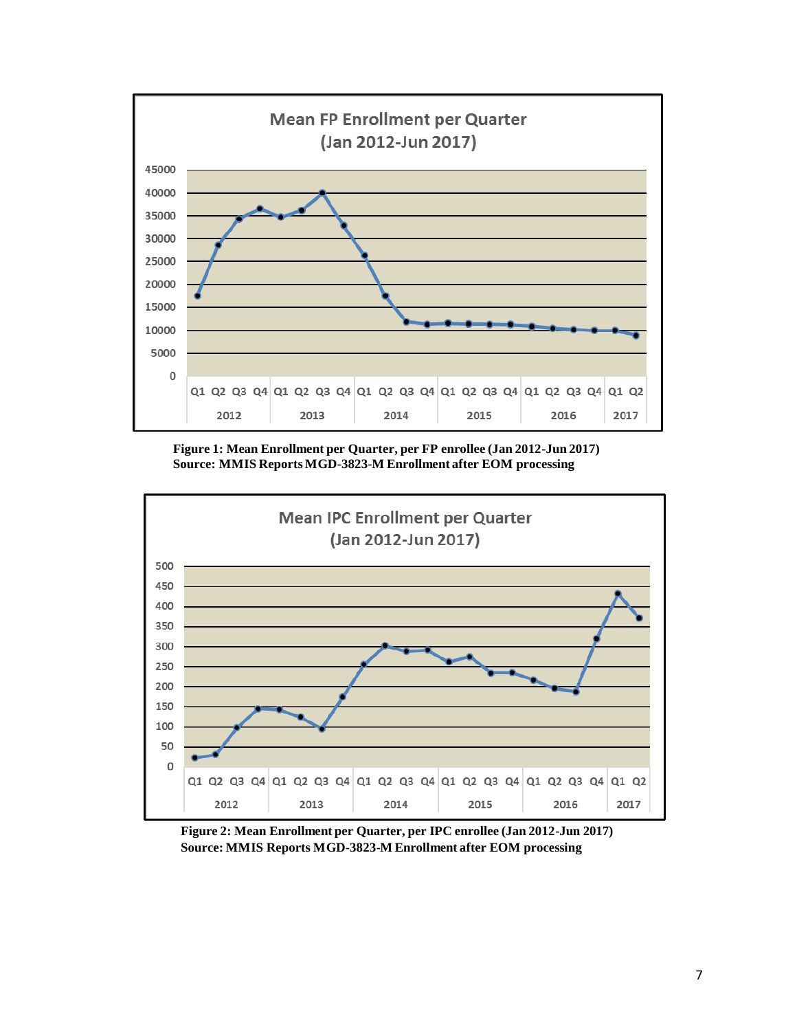**Figure 1: Mean Enrollment per Quarter, per FP enrollee (Jan 2012-Jun 2017)**
**Source: MMIS Reports MGD-3823-M Enrollment after EOM processing**

**Figure 2: Mean Enrollment per Quarter, per IPC enrollee (Jan 2012-Jun 2017)**
**Source: MMIS Reports MGD-3823-M Enrollment after EOM processing**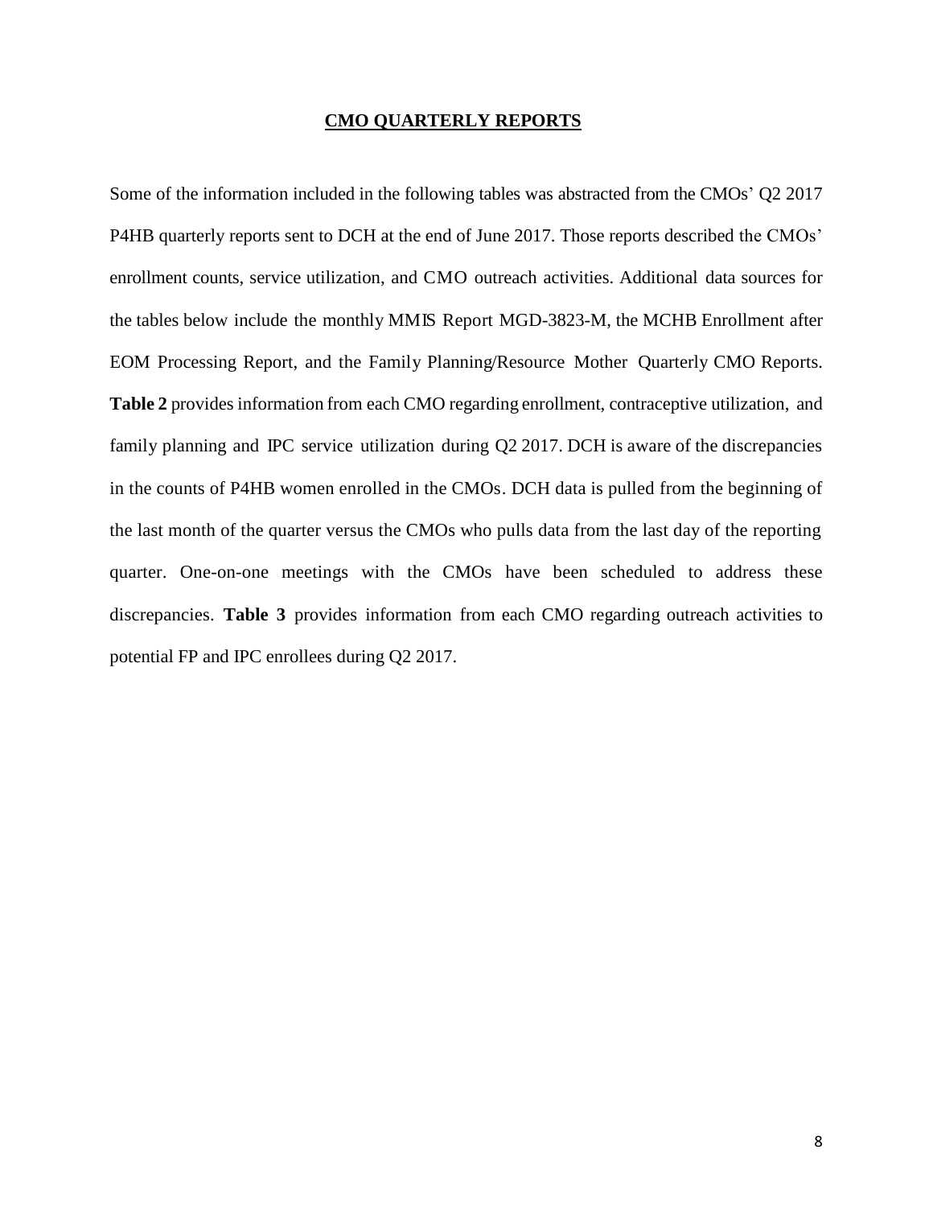## CMO QUARTERLY REPORTS

Some of the information included in the following tables was abstracted from the CMOs' Q2 2017 P4HB quarterly reports sent to DCH at the end of June 2017. Those reports described the CMOs' enrollment counts, service utilization, and CMO outreach activities. Additional data sources for the tables below include the monthly MMIS Report MGD-3823-M, the MCHB Enrollment after EOM Processing Report, and the Family Planning/Resource Mother Quarterly CMO Reports. **Table 2** provides information from each CMO regarding enrollment, contraceptive utilization, and family planning and IPC service utilization during Q2 2017. DCH is aware of the discrepancies in the counts of P4HB women enrolled in the CMOs. DCH data is pulled from the beginning of the last month of the quarter versus the CMOs who pulls data from the last day of the reporting quarter. One-on-one meetings with the CMOs have been scheduled to address these discrepancies. **Table 3** provides information from each CMO regarding outreach activities to potential FP and IPC enrollees during Q2 2017.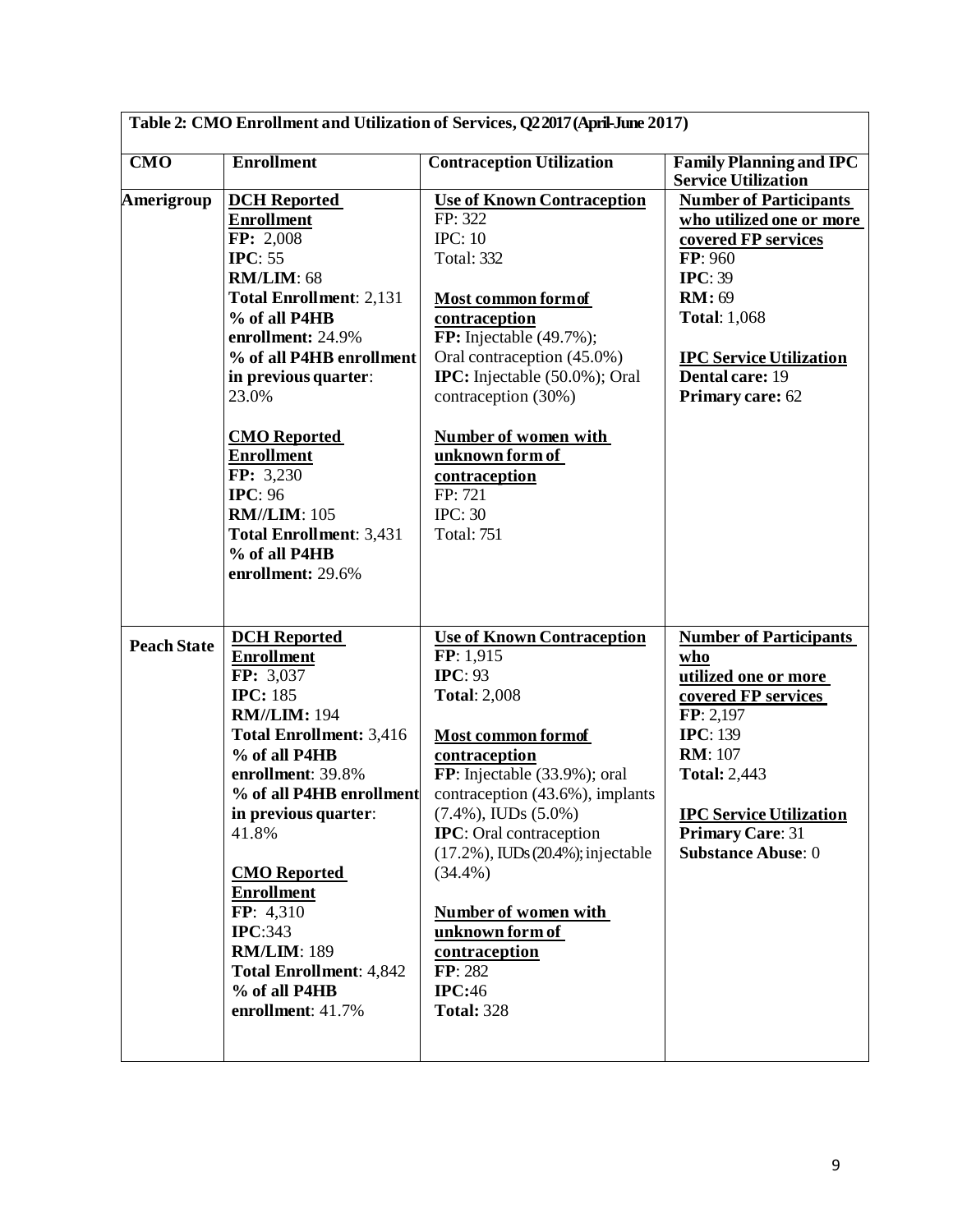| Table 2: CMO Enrollment and Utilization of Services, Q2 2017 (April-June 2017) | | | |
|---|---|---|---|
| **CMO** | **Enrollment** | **Contraception Utilization** | **Family Planning and IPC Service Utilization** |
| **Amerigroup** | **DCH Reported Enrollment**<br>**FP:** 2,008<br>**IPC**: 55<br>**RM/LIM**: 68<br>**Total Enrollment**: 2,131<br>**% of all P4HB enrollment:** 24.9%<br>**% of all P4HB enrollment in previous quarter**: 23.0%<br><br>**CMO Reported Enrollment**<br>**FP:** 3,230<br>**IPC**: 96<br>**RM//LIM**: 105<br>**Total Enrollment**: 3,431<br>**% of all P4HB enrollment:** 29.6% | **Use of Known Contraception**<br>FP: 322<br>IPC: 10<br>Total: 332<br><br>**Most common form of contraception**<br>**FP:** Injectable (49.7%); Oral contraception (45.0%)<br>**IPC:** Injectable (50.0%); Oral contraception (30%)<br><br>**Number of women with unknown form of contraception**<br>FP: 721<br>IPC: 30<br>Total: 751 | **Number of Participants who utilized one or more covered FP services**<br>**FP**: 960<br>**IPC**: 39<br>**RM:** 69<br>**Total**: 1,068<br><br>**IPC Service Utilization**<br>**Dental care:** 19<br>**Primary care:** 62 |
| **Peach State** | **DCH Reported Enrollment**<br>**FP:** 3,037<br>**IPC:** 185<br>**RM//LIM:** 194<br>**Total Enrollment:** 3,416<br>**% of all P4HB enrollment**: 39.8%<br>**% of all P4HB enrollment in previous quarter**: 41.8%<br><br>**CMO Reported Enrollment**<br>**FP**: 4,310<br>**IPC**:343<br>**RM/LIM**: 189<br>**Total Enrollment**: 4,842<br>**% of all P4HB enrollment**: 41.7% | **Use of Known Contraception**<br>**FP**: 1,915<br>**IPC**: 93<br>**Total**: 2,008<br><br>**Most common form of contraception**<br>**FP**: Injectable (33.9%); oral contraception (43.6%), implants (7.4%), IUDs (5.0%)<br>**IPC**: Oral contraception (17.2%), IUDs (20.4%); injectable (34.4%)<br><br>**Number of women with unknown form of contraception**<br>**FP**: 282<br>**IPC:**46<br>**Total:** 328 | **Number of Participants who utilized one or more covered FP services**<br>**FP**: 2,197<br>**IPC**: 139<br>**RM**: 107<br>**Total:** 2,443<br><br>**IPC Service Utilization**<br>**Primary Care**: 31<br>**Substance Abuse**: 0 |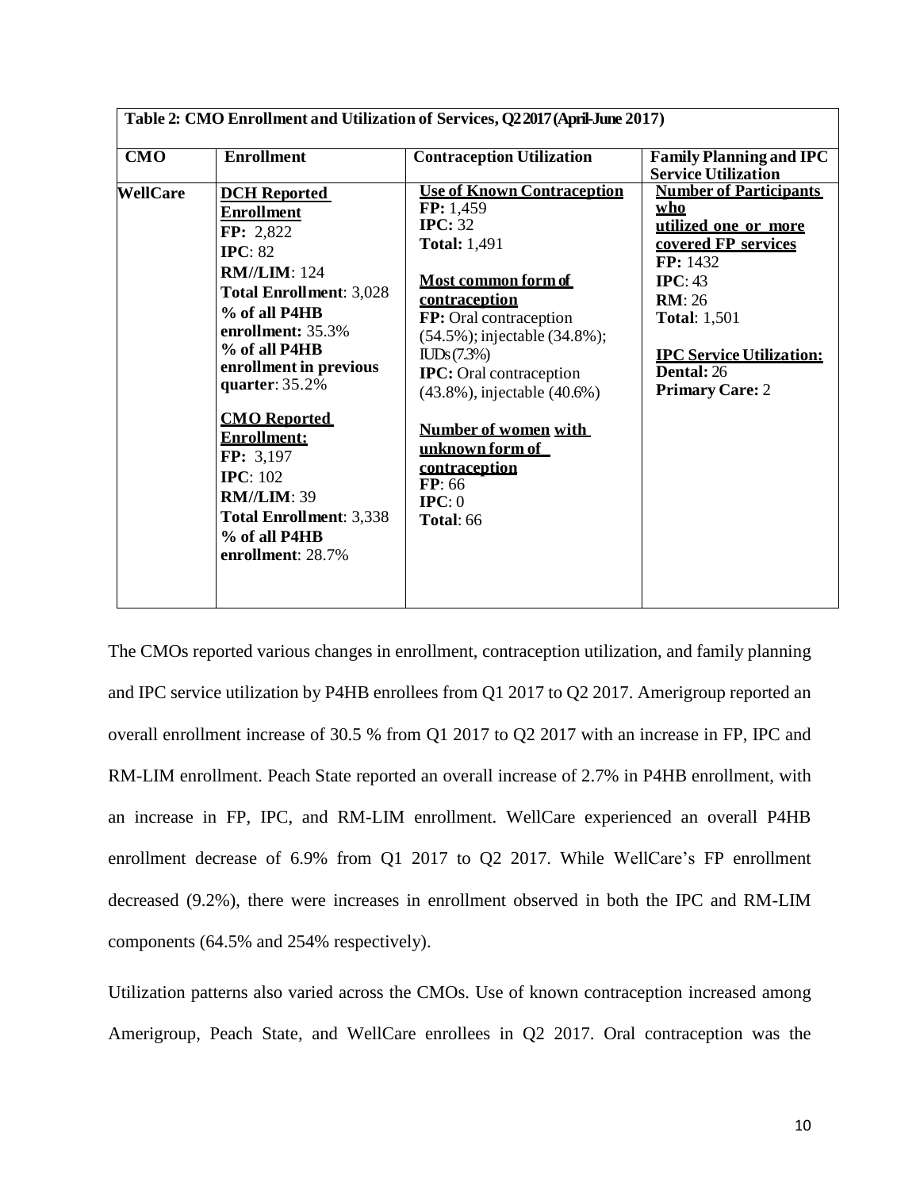| Table 2: CMO Enrollment and Utilization of Services, Q2 2017 (April-June 2017) | | | |
|---|---|---|---|
| **CMO** | **Enrollment** | **Contraception Utilization** | **Family Planning and IPC Service Utilization** |
| **WellCare** | **DCH Reported Enrollment**<br>**FP:** 2,822<br>**IPC**: 82<br>**RM//LIM**: 124<br>**Total Enrollment**: 3,028<br>**% of all P4HB enrollment:** 35.3%<br>**% of all P4HB enrollment in previous quarter**: 35.2%<br><br>**CMO Reported Enrollment:**<br>**FP:** 3,197<br>**IPC**: 102<br>**RM//LIM**: 39<br>**Total Enrollment**: 3,338<br>**% of all P4HB enrollment**: 28.7% | **Use of Known Contraception**<br>**FP:** 1,459<br>**IPC:** 32<br>**Total:** 1,491<br><br>**Most common form of contraception**<br>**FP:** Oral contraception (54.5%); injectable (34.8%); IUDs (7.3%)<br>**IPC:** Oral contraception (43.8%), injectable (40.6%)<br><br>**Number of women with unknown form of contraception**<br>**FP**: 66<br>**IPC**: 0<br>**Total**: 66 | **Number of Participants who utilized one or more covered FP services**<br>**FP:** 1432<br>**IPC**: 43<br>**RM**: 26<br>**Total**: 1,501<br><br>**IPC Service Utilization:**<br>**Dental:** 26<br>**Primary Care:** 2 |

The CMOs reported various changes in enrollment, contraception utilization, and family planning and IPC service utilization by P4HB enrollees from Q1 2017 to Q2 2017. Amerigroup reported an overall enrollment increase of 30.5 % from Q1 2017 to Q2 2017 with an increase in FP, IPC and RM-LIM enrollment. Peach State reported an overall increase of 2.7% in P4HB enrollment, with an increase in FP, IPC, and RM-LIM enrollment. WellCare experienced an overall P4HB enrollment decrease of 6.9% from Q1 2017 to Q2 2017. While WellCare's FP enrollment decreased (9.2%), there were increases in enrollment observed in both the IPC and RM-LIM components (64.5% and 254% respectively).

Utilization patterns also varied across the CMOs. Use of known contraception increased among Amerigroup, Peach State, and WellCare enrollees in Q2 2017. Oral contraception was the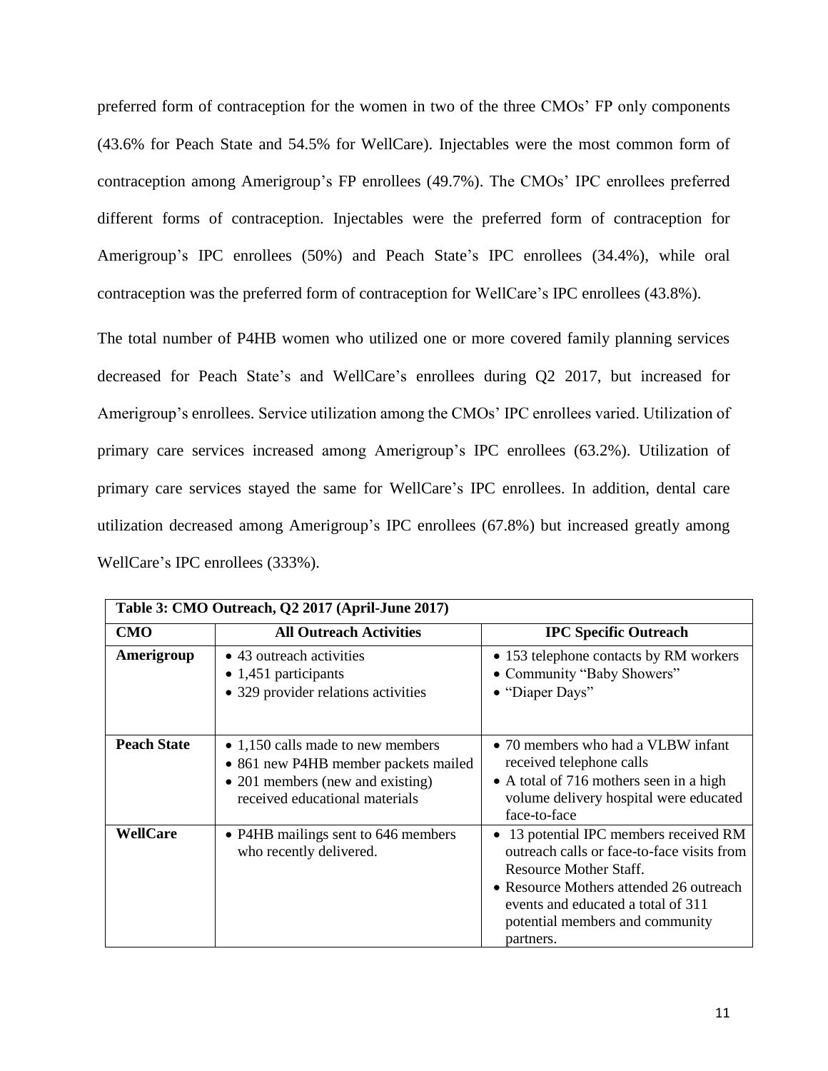preferred form of contraception for the women in two of the three CMOs' FP only components (43.6% for Peach State and 54.5% for WellCare). Injectables were the most common form of contraception among Amerigroup's FP enrollees (49.7%). The CMOs' IPC enrollees preferred different forms of contraception. Injectables were the preferred form of contraception for Amerigroup's IPC enrollees (50%) and Peach State's IPC enrollees (34.4%), while oral contraception was the preferred form of contraception for WellCare's IPC enrollees (43.8%).

The total number of P4HB women who utilized one or more covered family planning services decreased for Peach State's and WellCare's enrollees during Q2 2017, but increased for Amerigroup's enrollees. Service utilization among the CMOs' IPC enrollees varied. Utilization of primary care services increased among Amerigroup's IPC enrollees (63.2%). Utilization of primary care services stayed the same for WellCare's IPC enrollees. In addition, dental care utilization decreased among Amerigroup's IPC enrollees (67.8%) but increased greatly among WellCare's IPC enrollees (333%).

| Table 3: CMO Outreach, Q2 2017 (April-June 2017) | | |
|---|---|---|
| **CMO** | **All Outreach Activities** | **IPC Specific Outreach** |
| **Amerigroup** | • 43 outreach activities<br>• 1,451 participants<br>• 329 provider relations activities | • 153 telephone contacts by RM workers<br>• Community "Baby Showers"<br>• "Diaper Days" |
| **Peach State** | • 1,150 calls made to new members<br>• 861 new P4HB member packets mailed<br>• 201 members (new and existing) received educational materials | • 70 members who had a VLBW infant received telephone calls<br>• A total of 716 mothers seen in a high volume delivery hospital were educated face-to-face |
| **WellCare** | • P4HB mailings sent to 646 members who recently delivered. | • 13 potential IPC members received RM outreach calls or face-to-face visits from Resource Mother Staff.<br>• Resource Mothers attended 26 outreach events and educated a total of 311 potential members and community partners. |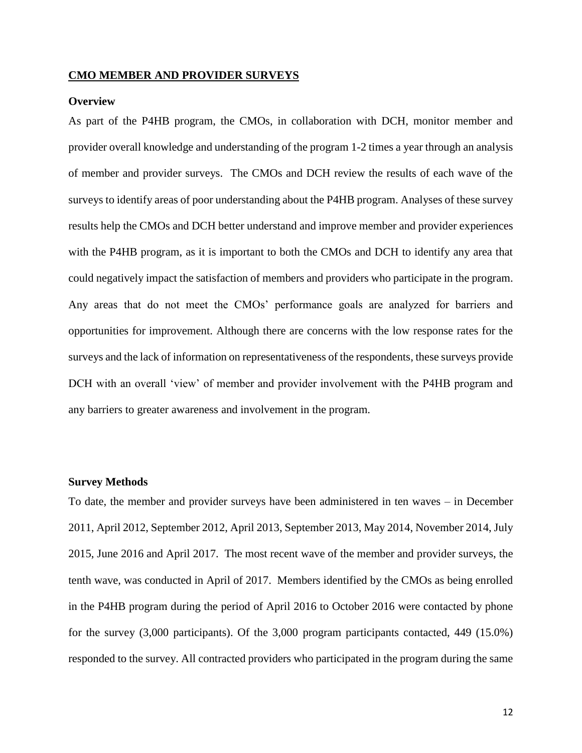## CMO MEMBER AND PROVIDER SURVEYS

### Overview

As part of the P4HB program, the CMOs, in collaboration with DCH, monitor member and provider overall knowledge and understanding of the program 1-2 times a year through an analysis of member and provider surveys. The CMOs and DCH review the results of each wave of the surveys to identify areas of poor understanding about the P4HB program. Analyses of these survey results help the CMOs and DCH better understand and improve member and provider experiences with the P4HB program, as it is important to both the CMOs and DCH to identify any area that could negatively impact the satisfaction of members and providers who participate in the program. Any areas that do not meet the CMOs' performance goals are analyzed for barriers and opportunities for improvement. Although there are concerns with the low response rates for the surveys and the lack of information on representativeness of the respondents, these surveys provide DCH with an overall 'view' of member and provider involvement with the P4HB program and any barriers to greater awareness and involvement in the program.

### Survey Methods

To date, the member and provider surveys have been administered in ten waves – in December 2011, April 2012, September 2012, April 2013, September 2013, May 2014, November 2014, July 2015, June 2016 and April 2017. The most recent wave of the member and provider surveys, the tenth wave, was conducted in April of 2017. Members identified by the CMOs as being enrolled in the P4HB program during the period of April 2016 to October 2016 were contacted by phone for the survey (3,000 participants). Of the 3,000 program participants contacted, 449 (15.0%) responded to the survey. All contracted providers who participated in the program during the same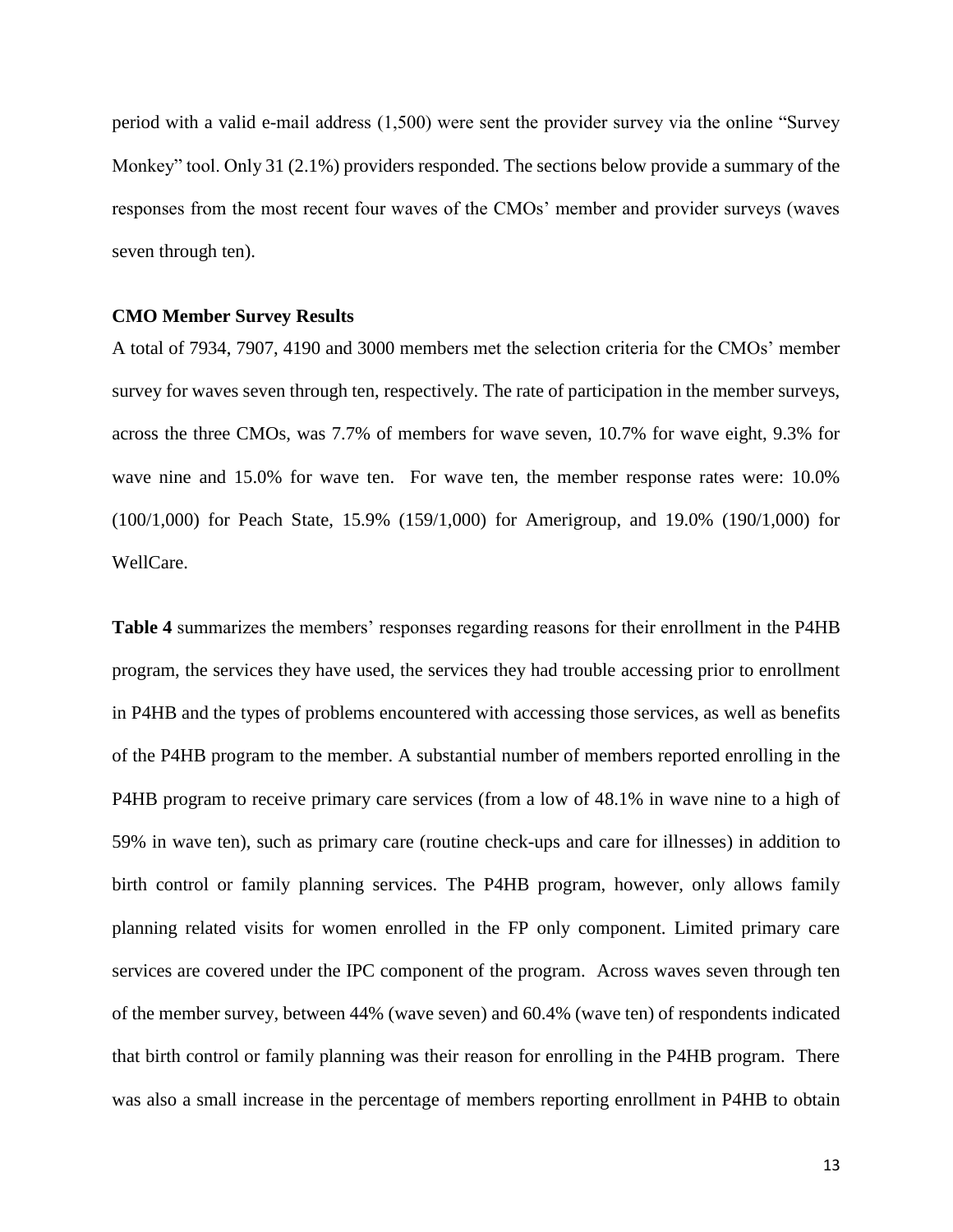period with a valid e-mail address (1,500) were sent the provider survey via the online "Survey Monkey" tool. Only 31 (2.1%) providers responded. The sections below provide a summary of the responses from the most recent four waves of the CMOs' member and provider surveys (waves seven through ten).

**CMO Member Survey Results**

A total of 7934, 7907, 4190 and 3000 members met the selection criteria for the CMOs' member survey for waves seven through ten, respectively. The rate of participation in the member surveys, across the three CMOs, was 7.7% of members for wave seven, 10.7% for wave eight, 9.3% for wave nine and 15.0% for wave ten. For wave ten, the member response rates were: 10.0% (100/1,000) for Peach State, 15.9% (159/1,000) for Amerigroup, and 19.0% (190/1,000) for WellCare.

**Table 4** summarizes the members' responses regarding reasons for their enrollment in the P4HB program, the services they have used, the services they had trouble accessing prior to enrollment in P4HB and the types of problems encountered with accessing those services, as well as benefits of the P4HB program to the member. A substantial number of members reported enrolling in the P4HB program to receive primary care services (from a low of 48.1% in wave nine to a high of 59% in wave ten), such as primary care (routine check-ups and care for illnesses) in addition to birth control or family planning services. The P4HB program, however, only allows family planning related visits for women enrolled in the FP only component. Limited primary care services are covered under the IPC component of the program. Across waves seven through ten of the member survey, between 44% (wave seven) and 60.4% (wave ten) of respondents indicated that birth control or family planning was their reason for enrolling in the P4HB program. There was also a small increase in the percentage of members reporting enrollment in P4HB to obtain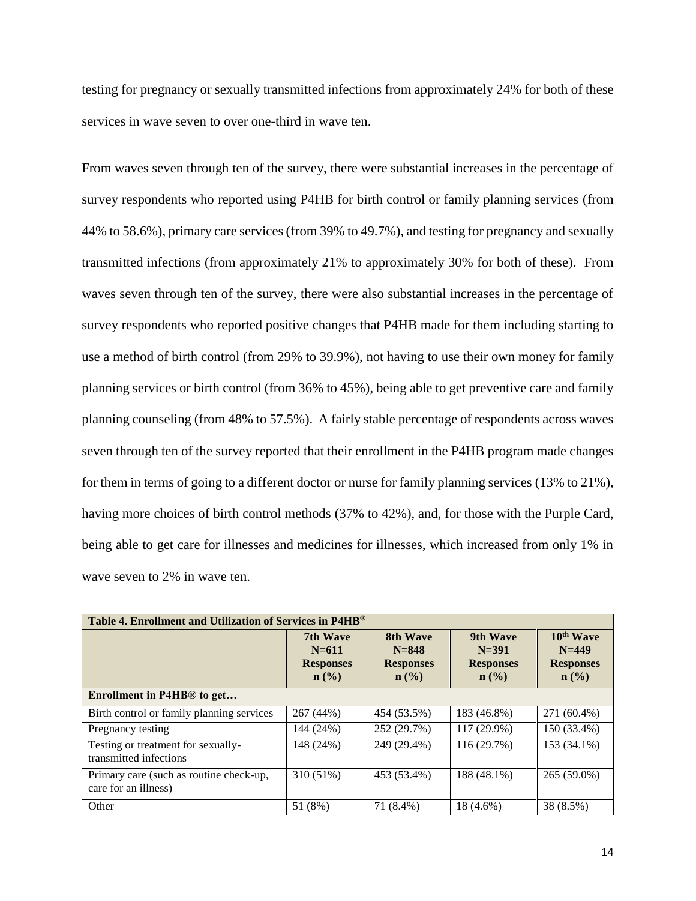testing for pregnancy or sexually transmitted infections from approximately 24% for both of these services in wave seven to over one-third in wave ten.

From waves seven through ten of the survey, there were substantial increases in the percentage of survey respondents who reported using P4HB for birth control or family planning services (from 44% to 58.6%), primary care services (from 39% to 49.7%), and testing for pregnancy and sexually transmitted infections (from approximately 21% to approximately 30% for both of these). From waves seven through ten of the survey, there were also substantial increases in the percentage of survey respondents who reported positive changes that P4HB made for them including starting to use a method of birth control (from 29% to 39.9%), not having to use their own money for family planning services or birth control (from 36% to 45%), being able to get preventive care and family planning counseling (from 48% to 57.5%). A fairly stable percentage of respondents across waves seven through ten of the survey reported that their enrollment in the P4HB program made changes for them in terms of going to a different doctor or nurse for family planning services (13% to 21%), having more choices of birth control methods (37% to 42%), and, for those with the Purple Card, being able to get care for illnesses and medicines for illnesses, which increased from only 1% in wave seven to 2% in wave ten.

| **Table 4. Enrollment and Utilization of Services in P4HB®** | | | | |
|---|---|---|---|---|
| | **7th Wave N=611 Responses n (%)** | **8th Wave N=848 Responses n (%)** | **9th Wave N=391 Responses n (%)** | **10th Wave N=449 Responses n (%)** |
| **Enrollment in P4HB® to get…** | | | | |
| Birth control or family planning services | 267 (44%) | 454 (53.5%) | 183 (46.8%) | 271 (60.4%) |
| Pregnancy testing | 144 (24%) | 252 (29.7%) | 117 (29.9%) | 150 (33.4%) |
| Testing or treatment for sexually-transmitted infections | 148 (24%) | 249 (29.4%) | 116 (29.7%) | 153 (34.1%) |
| Primary care (such as routine check-up, care for an illness) | 310 (51%) | 453 (53.4%) | 188 (48.1%) | 265 (59.0%) |
| Other | 51 (8%) | 71 (8.4%) | 18 (4.6%) | 38 (8.5%) |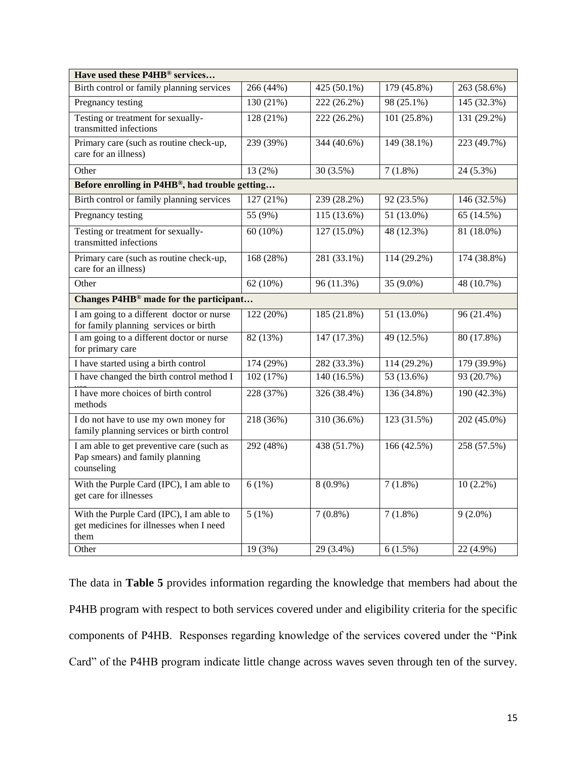| | | | | |
|---|---|---|---|---|
| **Have used these P4HB® services…** | | | | |
| Birth control or family planning services | 266 (44%) | 425 (50.1%) | 179 (45.8%) | 263 (58.6%) |
| Pregnancy testing | 130 (21%) | 222 (26.2%) | 98 (25.1%) | 145 (32.3%) |
| Testing or treatment for sexually-transmitted infections | 128 (21%) | 222 (26.2%) | 101 (25.8%) | 131 (29.2%) |
| Primary care (such as routine check-up, care for an illness) | 239 (39%) | 344 (40.6%) | 149 (38.1%) | 223 (49.7%) |
| Other | 13 (2%) | 30 (3.5%) | 7 (1.8%) | 24 (5.3%) |
| **Before enrolling in P4HB®, had trouble getting…** | | | | |
| Birth control or family planning services | 127 (21%) | 239 (28.2%) | 92 (23.5%) | 146 (32.5%) |
| Pregnancy testing | 55 (9%) | 115 (13.6%) | 51 (13.0%) | 65 (14.5%) |
| Testing or treatment for sexually-transmitted infections | 60 (10%) | 127 (15.0%) | 48 (12.3%) | 81 (18.0%) |
| Primary care (such as routine check-up, care for an illness) | 168 (28%) | 281 (33.1%) | 114 (29.2%) | 174 (38.8%) |
| Other | 62 (10%) | 96 (11.3%) | 35 (9.0%) | 48 (10.7%) |
| **Changes P4HB® made for the participant…** | | | | |
| I am going to a different doctor or nurse for family planning services or birth | 122 (20%) | 185 (21.8%) | 51 (13.0%) | 96 (21.4%) |
| I am going to a different doctor or nurse for primary care | 82 (13%) | 147 (17.3%) | 49 (12.5%) | 80 (17.8%) |
| I have started using a birth control | 174 (29%) | 282 (33.3%) | 114 (29.2%) | 179 (39.9%) |
| I have changed the birth control method I use | 102 (17%) | 140 (16.5%) | 53 (13.6%) | 93 (20.7%) |
| I have more choices of birth control methods | 228 (37%) | 326 (38.4%) | 136 (34.8%) | 190 (42.3%) |
| I do not have to use my own money for family planning services or birth control | 218 (36%) | 310 (36.6%) | 123 (31.5%) | 202 (45.0%) |
| I am able to get preventive care (such as Pap smears) and family planning counseling | 292 (48%) | 438 (51.7%) | 166 (42.5%) | 258 (57.5%) |
| With the Purple Card (IPC), I am able to get care for illnesses | 6 (1%) | 8 (0.9%) | 7 (1.8%) | 10 (2.2%) |
| With the Purple Card (IPC), I am able to get medicines for illnesses when I need them | 5 (1%) | 7 (0.8%) | 7 (1.8%) | 9 (2.0%) |
| Other | 19 (3%) | 29 (3.4%) | 6 (1.5%) | 22 (4.9%) |

The data in **Table 5** provides information regarding the knowledge that members had about the P4HB program with respect to both services covered under and eligibility criteria for the specific components of P4HB. Responses regarding knowledge of the services covered under the "Pink Card" of the P4HB program indicate little change across waves seven through ten of the survey.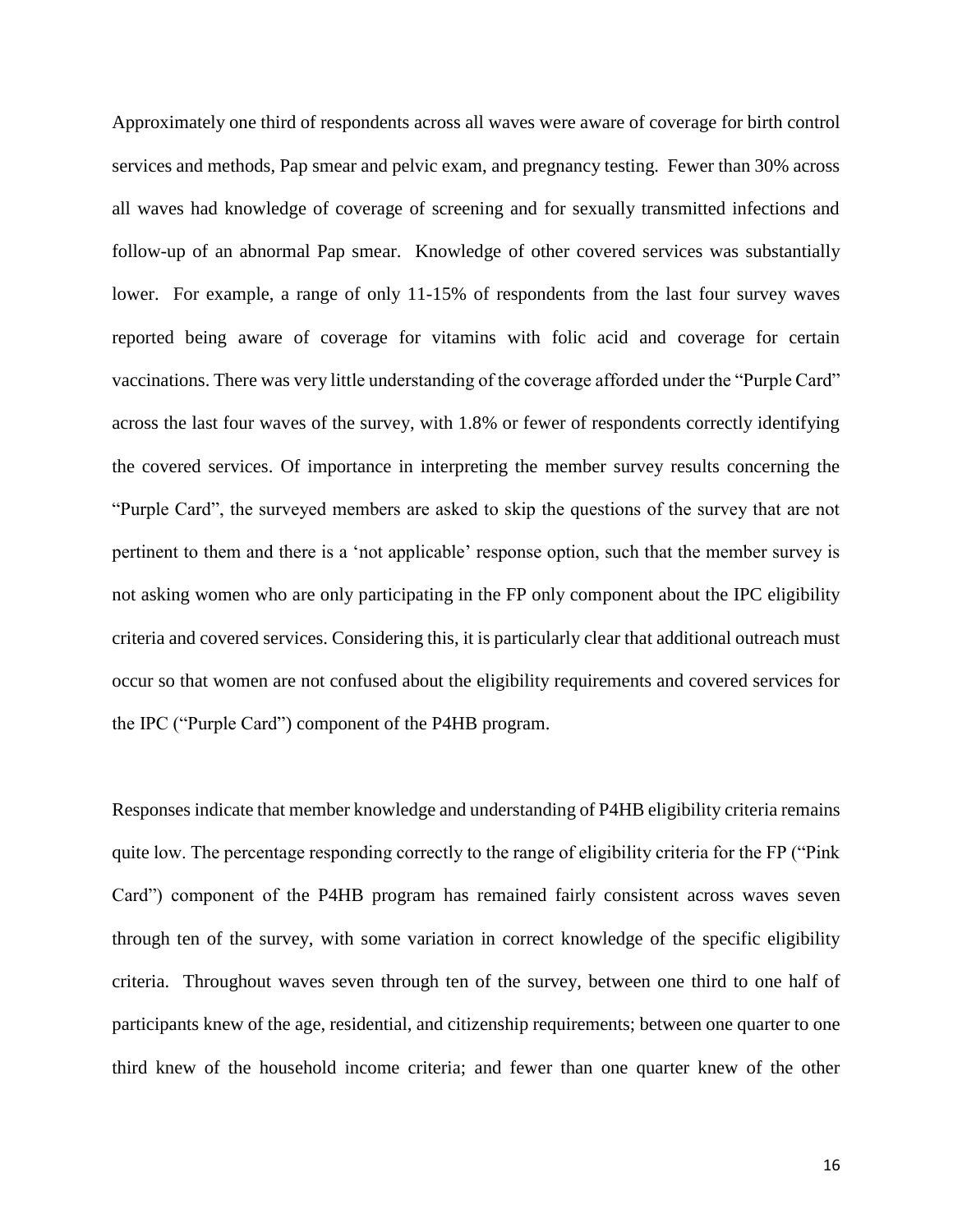Approximately one third of respondents across all waves were aware of coverage for birth control services and methods, Pap smear and pelvic exam, and pregnancy testing. Fewer than 30% across all waves had knowledge of coverage of screening and for sexually transmitted infections and follow-up of an abnormal Pap smear. Knowledge of other covered services was substantially lower. For example, a range of only 11-15% of respondents from the last four survey waves reported being aware of coverage for vitamins with folic acid and coverage for certain vaccinations. There was very little understanding of the coverage afforded under the "Purple Card" across the last four waves of the survey, with 1.8% or fewer of respondents correctly identifying the covered services. Of importance in interpreting the member survey results concerning the "Purple Card", the surveyed members are asked to skip the questions of the survey that are not pertinent to them and there is a 'not applicable' response option, such that the member survey is not asking women who are only participating in the FP only component about the IPC eligibility criteria and covered services. Considering this, it is particularly clear that additional outreach must occur so that women are not confused about the eligibility requirements and covered services for the IPC ("Purple Card") component of the P4HB program.

Responses indicate that member knowledge and understanding of P4HB eligibility criteria remains quite low. The percentage responding correctly to the range of eligibility criteria for the FP ("Pink Card") component of the P4HB program has remained fairly consistent across waves seven through ten of the survey, with some variation in correct knowledge of the specific eligibility criteria. Throughout waves seven through ten of the survey, between one third to one half of participants knew of the age, residential, and citizenship requirements; between one quarter to one third knew of the household income criteria; and fewer than one quarter knew of the other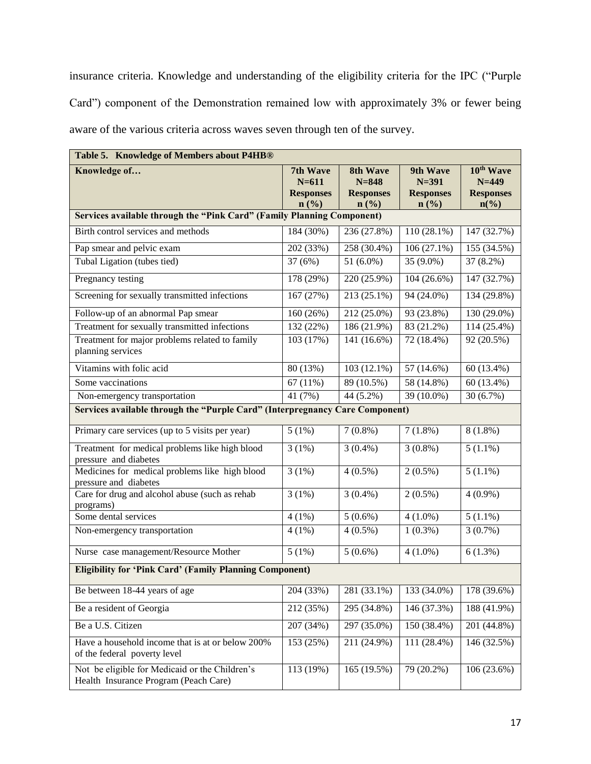insurance criteria. Knowledge and understanding of the eligibility criteria for the IPC ("Purple Card") component of the Demonstration remained low with approximately 3% or fewer being aware of the various criteria across waves seven through ten of the survey.

| Table 5. Knowledge of Members about P4HB® | | | | |
|---|---|---|---|---|
| **Knowledge of…** | **7th Wave N=611 Responses n (%)** | **8th Wave N=848 Responses n (%)** | **9th Wave N=391 Responses n (%)** | **10th Wave N=449 Responses n(%)** |
| **Services available through the "Pink Card" (Family Planning Component)** | | | | |
| Birth control services and methods | 184 (30%) | 236 (27.8%) | 110 (28.1%) | 147 (32.7%) |
| Pap smear and pelvic exam | 202 (33%) | 258 (30.4%) | 106 (27.1%) | 155 (34.5%) |
| Tubal Ligation (tubes tied) | 37 (6%) | 51 (6.0%) | 35 (9.0%) | 37 (8.2%) |
| Pregnancy testing | 178 (29%) | 220 (25.9%) | 104 (26.6%) | 147 (32.7%) |
| Screening for sexually transmitted infections | 167 (27%) | 213 (25.1%) | 94 (24.0%) | 134 (29.8%) |
| Follow-up of an abnormal Pap smear | 160 (26%) | 212 (25.0%) | 93 (23.8%) | 130 (29.0%) |
| Treatment for sexually transmitted infections | 132 (22%) | 186 (21.9%) | 83 (21.2%) | 114 (25.4%) |
| Treatment for major problems related to family planning services | 103 (17%) | 141 (16.6%) | 72 (18.4%) | 92 (20.5%) |
| Vitamins with folic acid | 80 (13%) | 103 (12.1%) | 57 (14.6%) | 60 (13.4%) |
| Some vaccinations | 67 (11%) | 89 (10.5%) | 58 (14.8%) | 60 (13.4%) |
| Non-emergency transportation | 41 (7%) | 44 (5.2%) | 39 (10.0%) | 30 (6.7%) |
| **Services available through the "Purple Card" (Interpregnancy Care Component)** | | | | |
| Primary care services (up to 5 visits per year) | 5 (1%) | 7 (0.8%) | 7 (1.8%) | 8 (1.8%) |
| Treatment for medical problems like high blood pressure and diabetes | 3 (1%) | 3 (0.4%) | 3 (0.8%) | 5 (1.1%) |
| Medicines for medical problems like high blood pressure and diabetes | 3 (1%) | 4 (0.5%) | 2 (0.5%) | 5 (1.1%) |
| Care for drug and alcohol abuse (such as rehab programs) | 3 (1%) | 3 (0.4%) | 2 (0.5%) | 4 (0.9%) |
| Some dental services | 4 (1%) | 5 (0.6%) | 4 (1.0%) | 5 (1.1%) |
| Non-emergency transportation | 4 (1%) | 4 (0.5%) | 1 (0.3%) | 3 (0.7%) |
| Nurse case management/Resource Mother | 5 (1%) | 5 (0.6%) | 4 (1.0%) | 6 (1.3%) |
| **Eligibility for 'Pink Card' (Family Planning Component)** | | | | |
| Be between 18-44 years of age | 204 (33%) | 281 (33.1%) | 133 (34.0%) | 178 (39.6%) |
| Be a resident of Georgia | 212 (35%) | 295 (34.8%) | 146 (37.3%) | 188 (41.9%) |
| Be a U.S. Citizen | 207 (34%) | 297 (35.0%) | 150 (38.4%) | 201 (44.8%) |
| Have a household income that is at or below 200% of the federal poverty level | 153 (25%) | 211 (24.9%) | 111 (28.4%) | 146 (32.5%) |
| Not be eligible for Medicaid or the Children's Health Insurance Program (Peach Care) | 113 (19%) | 165 (19.5%) | 79 (20.2%) | 106 (23.6%) |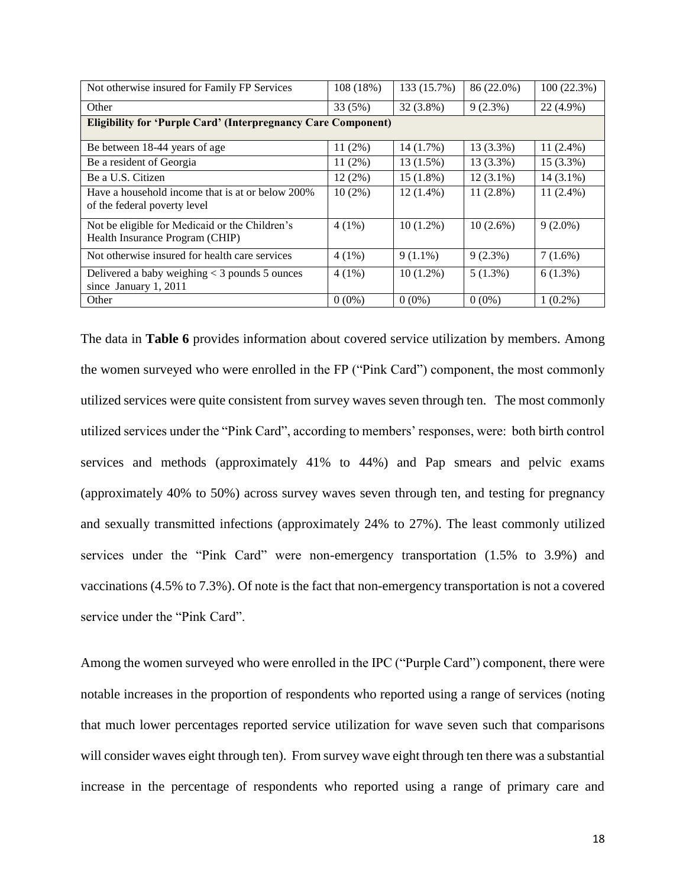| | | | | |
|---|---|---|---|---|
| Not otherwise insured for Family FP Services | 108 (18%) | 133 (15.7%) | 86 (22.0%) | 100 (22.3%) |
| Other | 33 (5%) | 32 (3.8%) | 9 (2.3%) | 22 (4.9%) |
| **Eligibility for 'Purple Card' (Interpregnancy Care Component)** | | | | |
| Be between 18-44 years of age | 11 (2%) | 14 (1.7%) | 13 (3.3%) | 11 (2.4%) |
| Be a resident of Georgia | 11 (2%) | 13 (1.5%) | 13 (3.3%) | 15 (3.3%) |
| Be a U.S. Citizen | 12 (2%) | 15 (1.8%) | 12 (3.1%) | 14 (3.1%) |
| Have a household income that is at or below 200% of the federal poverty level | 10 (2%) | 12 (1.4%) | 11 (2.8%) | 11 (2.4%) |
| Not be eligible for Medicaid or the Children's Health Insurance Program (CHIP) | 4 (1%) | 10 (1.2%) | 10 (2.6%) | 9 (2.0%) |
| Not otherwise insured for health care services | 4 (1%) | 9 (1.1%) | 9 (2.3%) | 7 (1.6%) |
| Delivered a baby weighing < 3 pounds 5 ounces since January 1, 2011 | 4 (1%) | 10 (1.2%) | 5 (1.3%) | 6 (1.3%) |
| Other | 0 (0%) | 0 (0%) | 0 (0%) | 1 (0.2%) |

The data in **Table 6** provides information about covered service utilization by members. Among the women surveyed who were enrolled in the FP ("Pink Card") component, the most commonly utilized services were quite consistent from survey waves seven through ten. The most commonly utilized services under the "Pink Card", according to members' responses, were: both birth control services and methods (approximately 41% to 44%) and Pap smears and pelvic exams (approximately 40% to 50%) across survey waves seven through ten, and testing for pregnancy and sexually transmitted infections (approximately 24% to 27%). The least commonly utilized services under the "Pink Card" were non-emergency transportation (1.5% to 3.9%) and vaccinations (4.5% to 7.3%). Of note is the fact that non-emergency transportation is not a covered service under the "Pink Card".

Among the women surveyed who were enrolled in the IPC ("Purple Card") component, there were notable increases in the proportion of respondents who reported using a range of services (noting that much lower percentages reported service utilization for wave seven such that comparisons will consider waves eight through ten). From survey wave eight through ten there was a substantial increase in the percentage of respondents who reported using a range of primary care and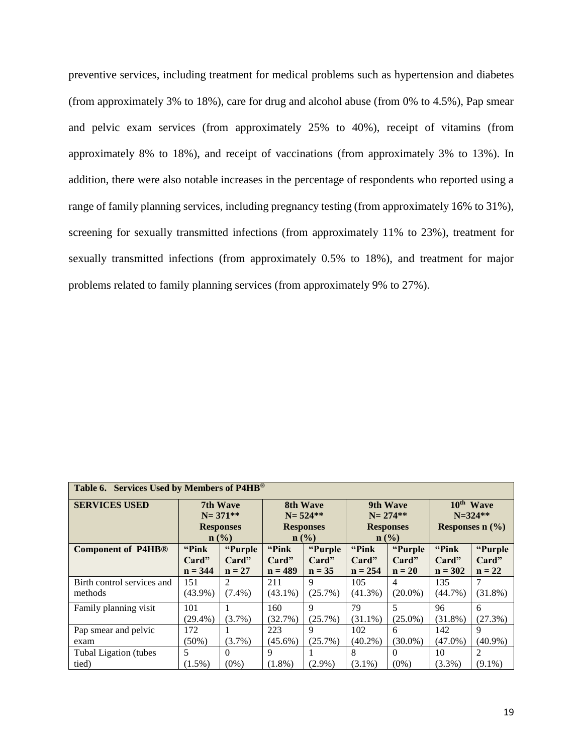preventive services, including treatment for medical problems such as hypertension and diabetes (from approximately 3% to 18%), care for drug and alcohol abuse (from 0% to 4.5%), Pap smear and pelvic exam services (from approximately 25% to 40%), receipt of vitamins (from approximately 8% to 18%), and receipt of vaccinations (from approximately 3% to 13%). In addition, there were also notable increases in the percentage of respondents who reported using a range of family planning services, including pregnancy testing (from approximately 16% to 31%), screening for sexually transmitted infections (from approximately 11% to 23%), treatment for sexually transmitted infections (from approximately 0.5% to 18%), and treatment for major problems related to family planning services (from approximately 9% to 27%).

| **Table 6. Services Used by Members of P4HB®** | | | | | | | | |
|---|---|---|---|---|---|---|---|---|
| **SERVICES USED** | **7th Wave N= 371** Responses n (%)** | | **8th Wave N= 524** Responses n (%)** | | **9th Wave N= 274** Responses n (%)** | | **10th Wave N=324** Responses n (%)** | |
| **Component of P4HB®** | **"Pink Card" n = 344** | **"Purple Card" n = 27** | **"Pink Card" n = 489** | **"Purple Card" n = 35** | **"Pink Card" n = 254** | **"Purple Card" n = 20** | **"Pink Card" n = 302** | **"Purple Card" n = 22** |
| Birth control services and methods | 151 (43.9%) | 2 (7.4%) | 211 (43.1%) | 9 (25.7%) | 105 (41.3%) | 4 (20.0%) | 135 (44.7%) | 7 (31.8%) |
| Family planning visit | 101 (29.4%) | 1 (3.7%) | 160 (32.7%) | 9 (25.7%) | 79 (31.1%) | 5 (25.0%) | 96 (31.8%) | 6 (27.3%) |
| Pap smear and pelvic exam | 172 (50%) | 1 (3.7%) | 223 (45.6%) | 9 (25.7%) | 102 (40.2%) | 6 (30.0%) | 142 (47.0%) | 9 (40.9%) |
| Tubal Ligation (tubes tied) | 5 (1.5%) | 0 (0%) | 9 (1.8%) | 1 (2.9%) | 8 (3.1%) | 0 (0%) | 10 (3.3%) | 2 (9.1%) |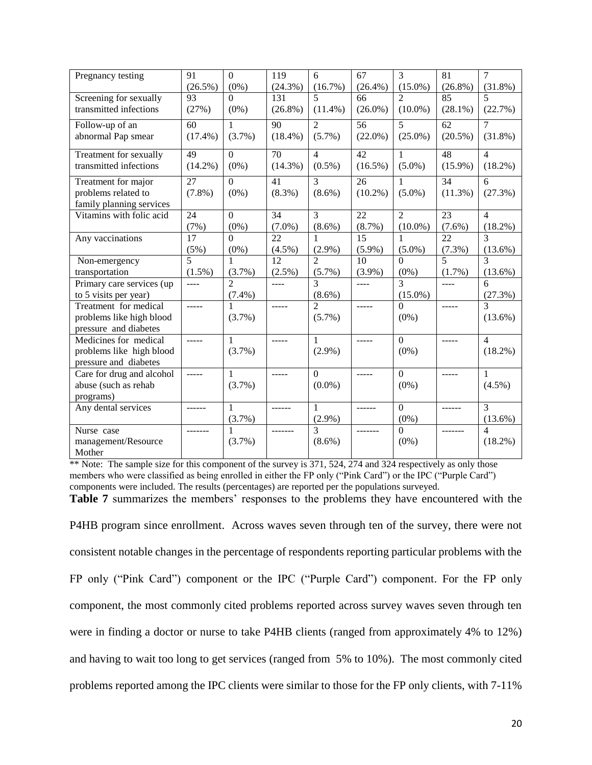| | | | | | | | | |
|---|---|---|---|---|---|---|---|---|
| Pregnancy testing | 91 (26.5%) | 0 (0%) | 119 (24.3%) | 6 (16.7%) | 67 (26.4%) | 3 (15.0%) | 81 (26.8%) | 7 (31.8%) |
| Screening for sexually transmitted infections | 93 (27%) | 0 (0%) | 131 (26.8%) | 5 (11.4%) | 66 (26.0%) | 2 (10.0%) | 85 (28.1%) | 5 (22.7%) |
| Follow-up of an abnormal Pap smear | 60 (17.4%) | 1 (3.7%) | 90 (18.4%) | 2 (5.7%) | 56 (22.0%) | 5 (25.0%) | 62 (20.5%) | 7 (31.8%) |
| Treatment for sexually transmitted infections | 49 (14.2%) | 0 (0%) | 70 (14.3%) | 4 (0.5%) | 42 (16.5%) | 1 (5.0%) | 48 (15.9%) | 4 (18.2%) |
| Treatment for major problems related to family planning services | 27 (7.8%) | 0 (0%) | 41 (8.3%) | 3 (8.6%) | 26 (10.2%) | 1 (5.0%) | 34 (11.3%) | 6 (27.3%) |
| Vitamins with folic acid | 24 (7%) | 0 (0%) | 34 (7.0%) | 3 (8.6%) | 22 (8.7%) | 2 (10.0%) | 23 (7.6%) | 4 (18.2%) |
| Any vaccinations | 17 (5%) | 0 (0%) | 22 (4.5%) | 1 (2.9%) | 15 (5.9%) | 1 (5.0%) | 22 (7.3%) | 3 (13.6%) |
| Non-emergency transportation | 5 (1.5%) | 1 (3.7%) | 12 (2.5%) | 2 (5.7%) | 10 (3.9%) | 0 (0%) | 5 (1.7%) | 3 (13.6%) |
| Primary care services (up to 5 visits per year) | ---- | 2 (7.4%) | ---- | 3 (8.6%) | ---- | 3 (15.0%) | ---- | 6 (27.3%) |
| Treatment for medical problems like high blood pressure and diabetes | ----- | 1 (3.7%) | ----- | 2 (5.7%) | ----- | 0 (0%) | ----- | 3 (13.6%) |
| Medicines for medical problems like high blood pressure and diabetes | ----- | 1 (3.7%) | ----- | 1 (2.9%) | ----- | 0 (0%) | ----- | 4 (18.2%) |
| Care for drug and alcohol abuse (such as rehab programs) | ----- | 1 (3.7%) | ----- | 0 (0.0%) | ----- | 0 (0%) | ----- | 1 (4.5%) |
| Any dental services | ------ | 1 (3.7%) | ------ | 1 (2.9%) | ------ | 0 (0%) | ------ | 3 (13.6%) |
| Nurse case management/Resource Mother | ------- | 1 (3.7%) | ------- | 3 (8.6%) | ------- | 0 (0%) | ------- | 4 (18.2%) |

** Note: The sample size for this component of the survey is 371, 524, 274 and 324 respectively as only those members who were classified as being enrolled in either the FP only ("Pink Card") or the IPC ("Purple Card") components were included. The results (percentages) are reported per the populations surveyed.

**Table 7** summarizes the members' responses to the problems they have encountered with the P4HB program since enrollment. Across waves seven through ten of the survey, there were not consistent notable changes in the percentage of respondents reporting particular problems with the FP only ("Pink Card") component or the IPC ("Purple Card") component. For the FP only component, the most commonly cited problems reported across survey waves seven through ten were in finding a doctor or nurse to take P4HB clients (ranged from approximately 4% to 12%) and having to wait too long to get services (ranged from 5% to 10%). The most commonly cited problems reported among the IPC clients were similar to those for the FP only clients, with 7-11%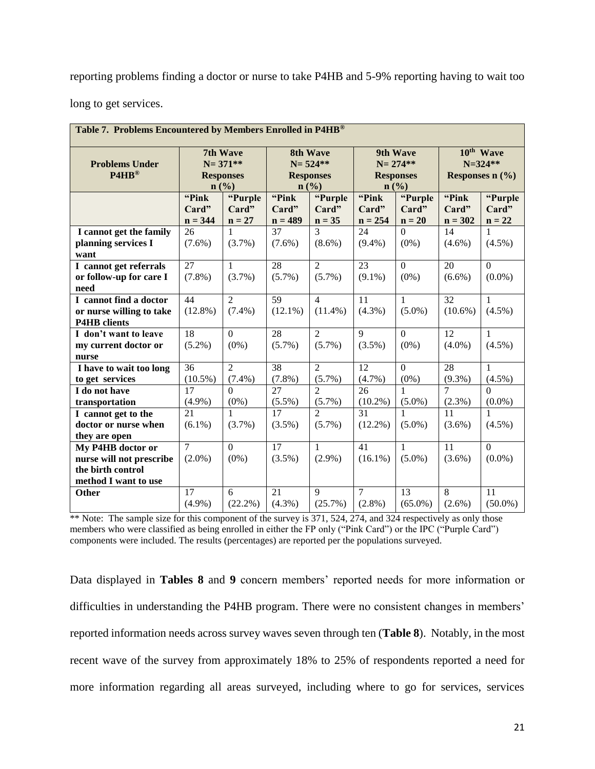reporting problems finding a doctor or nurse to take P4HB and 5-9% reporting having to wait too long to get services.

**Table 7. Problems Encountered by Members Enrolled in P4HB®**

| Problems Under P4HB® | 7th Wave N= 371** Responses n (%) | | 8th Wave N= 524** Responses n (%) | | 9th Wave N= 274** Responses n (%) | | 10th Wave N=324** Responses n (%) | |
|---|---|---|---|---|---|---|---|---|
| | "Pink Card" n = 344 | "Purple Card" n = 27 | "Pink Card" n = 489 | "Purple Card" n = 35 | "Pink Card" n = 254 | "Purple Card" n = 20 | "Pink Card" n = 302 | "Purple Card" n = 22 |
| I cannot get the family planning services I want | 26 (7.6%) | 1 (3.7%) | 37 (7.6%) | 3 (8.6%) | 24 (9.4%) | 0 (0%) | 14 (4.6%) | 1 (4.5%) |
| I cannot get referrals or follow-up for care I need | 27 (7.8%) | 1 (3.7%) | 28 (5.7%) | 2 (5.7%) | 23 (9.1%) | 0 (0%) | 20 (6.6%) | 0 (0.0%) |
| I cannot find a doctor or nurse willing to take P4HB clients | 44 (12.8%) | 2 (7.4%) | 59 (12.1%) | 4 (11.4%) | 11 (4.3%) | 1 (5.0%) | 32 (10.6%) | 1 (4.5%) |
| I don't want to leave my current doctor or nurse | 18 (5.2%) | 0 (0%) | 28 (5.7%) | 2 (5.7%) | 9 (3.5%) | 0 (0%) | 12 (4.0%) | 1 (4.5%) |
| I have to wait too long to get services | 36 (10.5%) | 2 (7.4%) | 38 (7.8%) | 2 (5.7%) | 12 (4.7%) | 0 (0%) | 28 (9.3%) | 1 (4.5%) |
| I do not have transportation | 17 (4.9%) | 0 (0%) | 27 (5.5%) | 2 (5.7%) | 26 (10.2%) | 1 (5.0%) | 7 (2.3%) | 0 (0.0%) |
| I cannot get to the doctor or nurse when they are open | 21 (6.1%) | 1 (3.7%) | 17 (3.5%) | 2 (5.7%) | 31 (12.2%) | 1 (5.0%) | 11 (3.6%) | 1 (4.5%) |
| My P4HB doctor or nurse will not prescribe the birth control method I want to use | 7 (2.0%) | 0 (0%) | 17 (3.5%) | 1 (2.9%) | 41 (16.1%) | 1 (5.0%) | 11 (3.6%) | 0 (0.0%) |
| Other | 17 (4.9%) | 6 (22.2%) | 21 (4.3%) | 9 (25.7%) | 7 (2.8%) | 13 (65.0%) | 8 (2.6%) | 11 (50.0%) |

** Note: The sample size for this component of the survey is 371, 524, 274, and 324 respectively as only those members who were classified as being enrolled in either the FP only ("Pink Card") or the IPC ("Purple Card") components were included. The results (percentages) are reported per the populations surveyed.

Data displayed in **Tables 8** and **9** concern members' reported needs for more information or difficulties in understanding the P4HB program. There were no consistent changes in members' reported information needs across survey waves seven through ten (**Table 8**). Notably, in the most recent wave of the survey from approximately 18% to 25% of respondents reported a need for more information regarding all areas surveyed, including where to go for services, services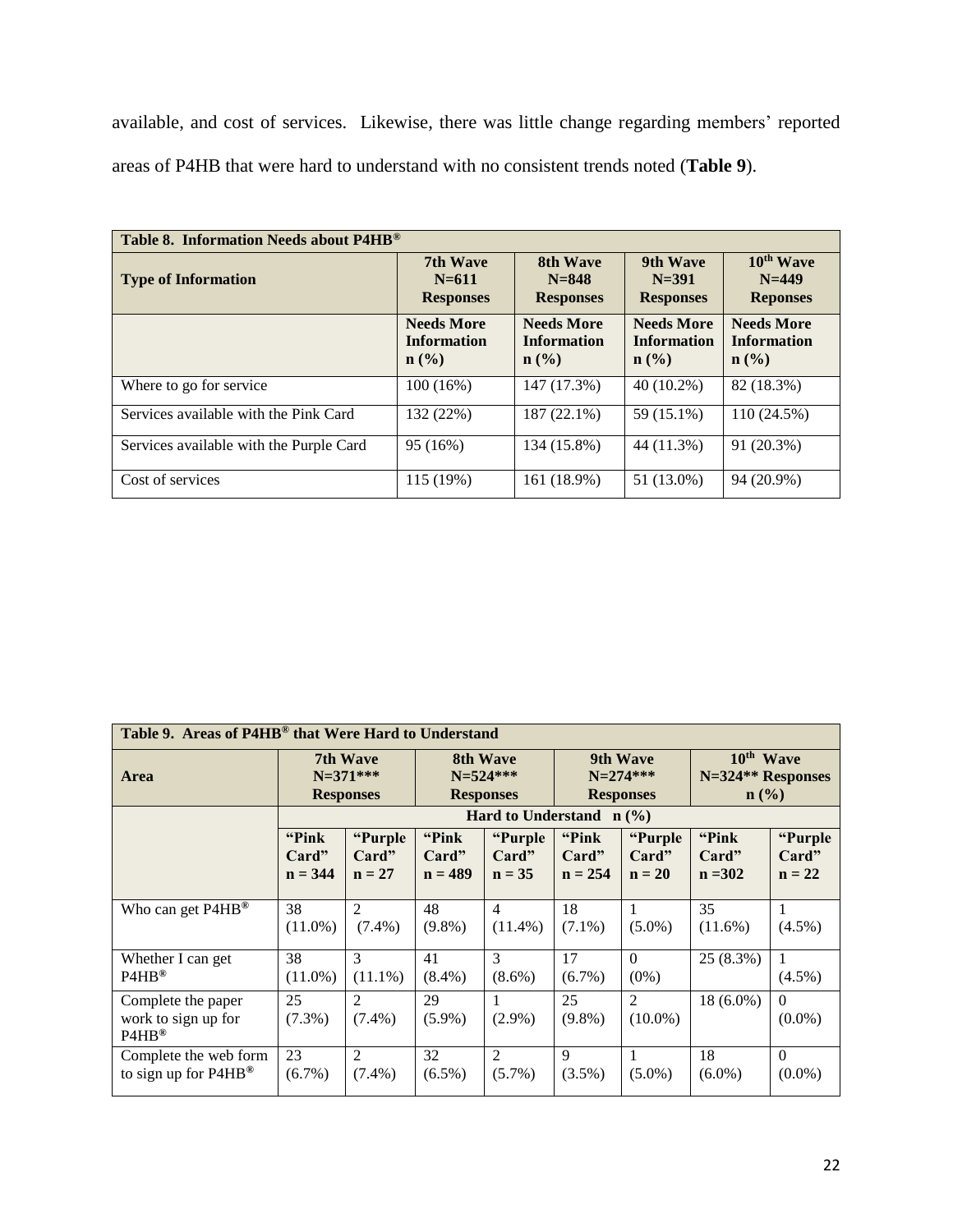available, and cost of services. Likewise, there was little change regarding members' reported areas of P4HB that were hard to understand with no consistent trends noted (**Table 9**).

| **Table 8. Information Needs about P4HB®** | | | | |
|---|---|---|---|---|
| **Type of Information** | **7th Wave N=611 Responses** | **8th Wave N=848 Responses** | **9th Wave N=391 Responses** | **10th Wave N=449 Reponses** |
| | **Needs More Information n (%)** | **Needs More Information n (%)** | **Needs More Information n (%)** | **Needs More Information n (%)** |
| Where to go for service | 100 (16%) | 147 (17.3%) | 40 (10.2%) | 82 (18.3%) |
| Services available with the Pink Card | 132 (22%) | 187 (22.1%) | 59 (15.1%) | 110 (24.5%) |
| Services available with the Purple Card | 95 (16%) | 134 (15.8%) | 44 (11.3%) | 91 (20.3%) |
| Cost of services | 115 (19%) | 161 (18.9%) | 51 (13.0%) | 94 (20.9%) |

| **Table 9. Areas of P4HB® that Were Hard to Understand** | | | | | | | | |
|---|---|---|---|---|---|---|---|---|
| **Area** | **7th Wave N=371\*\*\* Responses** | | **8th Wave N=524\*\*\* Responses** | | **9th Wave N=274\*\*\* Responses** | | **10th Wave N=324\*\* Responses n (%)** | |
| | **Hard to Understand n (%)** | | | | | | | |
| | **"Pink Card" n = 344** | **"Purple Card" n = 27** | **"Pink Card" n = 489** | **"Purple Card" n = 35** | **"Pink Card" n = 254** | **"Purple Card" n = 20** | **"Pink Card" n =302** | **"Purple Card" n = 22** |
| Who can get P4HB® | 38 (11.0%) | 2 (7.4%) | 48 (9.8%) | 4 (11.4%) | 18 (7.1%) | 1 (5.0%) | 35 (11.6%) | 1 (4.5%) |
| Whether I can get P4HB® | 38 (11.0%) | 3 (11.1%) | 41 (8.4%) | 3 (8.6%) | 17 (6.7%) | 0 (0%) | 25 (8.3%) | 1 (4.5%) |
| Complete the paper work to sign up for P4HB® | 25 (7.3%) | 2 (7.4%) | 29 (5.9%) | 1 (2.9%) | 25 (9.8%) | 2 (10.0%) | 18 (6.0%) | 0 (0.0%) |
| Complete the web form to sign up for P4HB® | 23 (6.7%) | 2 (7.4%) | 32 (6.5%) | 2 (5.7%) | 9 (3.5%) | 1 (5.0%) | 18 (6.0%) | 0 (0.0%) |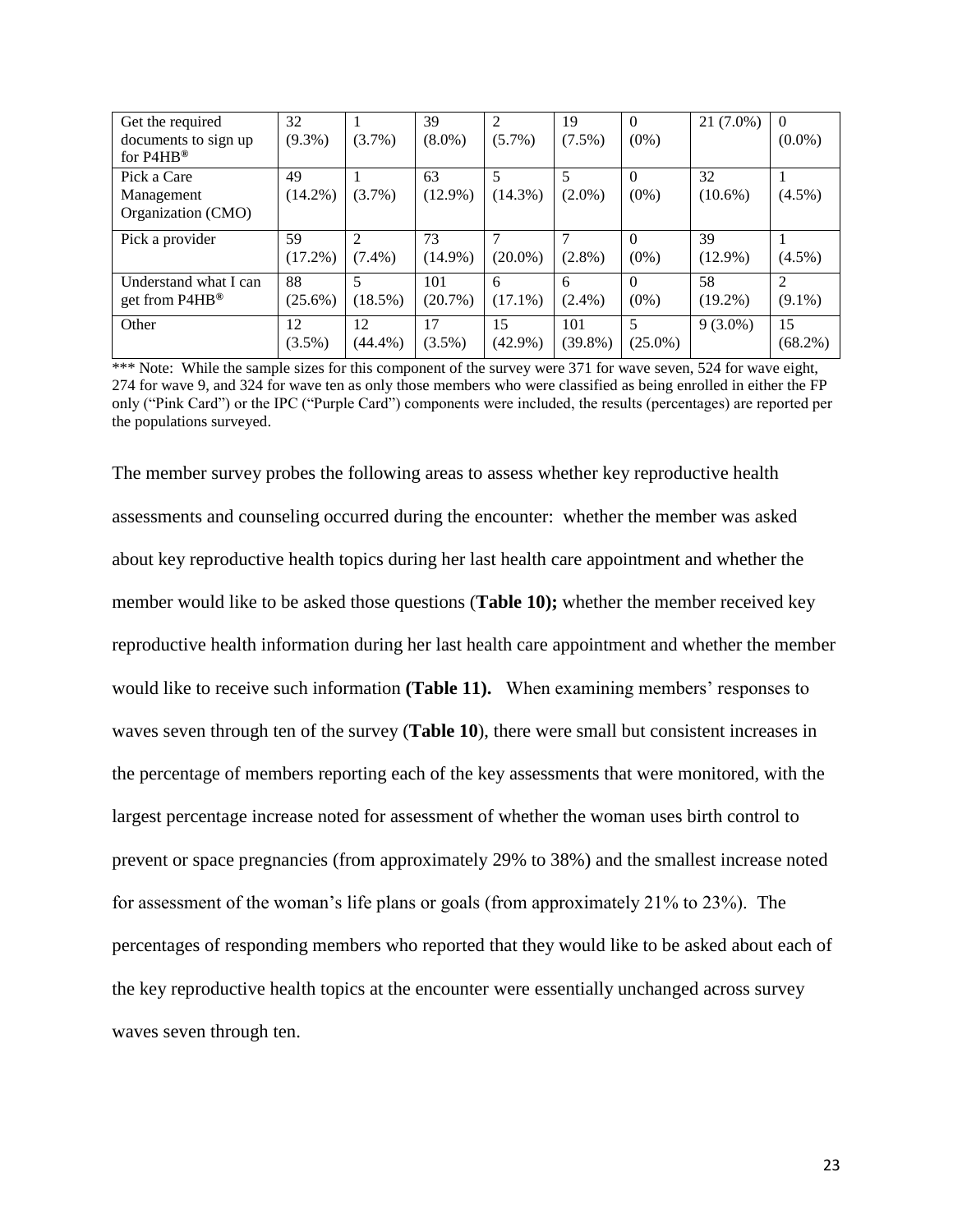| Get the required documents to sign up for P4HB® | 32 (9.3%) | 1 (3.7%) | 39 (8.0%) | 2 (5.7%) | 19 (7.5%) | 0 (0%) | 21 (7.0%) | 0 (0.0%) |
|---|---|---|---|---|---|---|---|---|
| Pick a Care Management Organization (CMO) | 49 (14.2%) | 1 (3.7%) | 63 (12.9%) | 5 (14.3%) | 5 (2.0%) | 0 (0%) | 32 (10.6%) | 1 (4.5%) |
| Pick a provider | 59 (17.2%) | 2 (7.4%) | 73 (14.9%) | 7 (20.0%) | 7 (2.8%) | 0 (0%) | 39 (12.9%) | 1 (4.5%) |
| Understand what I can get from P4HB® | 88 (25.6%) | 5 (18.5%) | 101 (20.7%) | 6 (17.1%) | 6 (2.4%) | 0 (0%) | 58 (19.2%) | 2 (9.1%) |
| Other | 12 (3.5%) | 12 (44.4%) | 17 (3.5%) | 15 (42.9%) | 101 (39.8%) | 5 (25.0%) | 9 (3.0%) | 15 (68.2%) |

*** Note: While the sample sizes for this component of the survey were 371 for wave seven, 524 for wave eight, 274 for wave 9, and 324 for wave ten as only those members who were classified as being enrolled in either the FP only ("Pink Card") or the IPC ("Purple Card") components were included, the results (percentages) are reported per the populations surveyed.

The member survey probes the following areas to assess whether key reproductive health assessments and counseling occurred during the encounter: whether the member was asked about key reproductive health topics during her last health care appointment and whether the member would like to be asked those questions (**Table 10);** whether the member received key reproductive health information during her last health care appointment and whether the member would like to receive such information **(Table 11).** When examining members' responses to waves seven through ten of the survey (**Table 10**), there were small but consistent increases in the percentage of members reporting each of the key assessments that were monitored, with the largest percentage increase noted for assessment of whether the woman uses birth control to prevent or space pregnancies (from approximately 29% to 38%) and the smallest increase noted for assessment of the woman's life plans or goals (from approximately 21% to 23%). The percentages of responding members who reported that they would like to be asked about each of the key reproductive health topics at the encounter were essentially unchanged across survey waves seven through ten.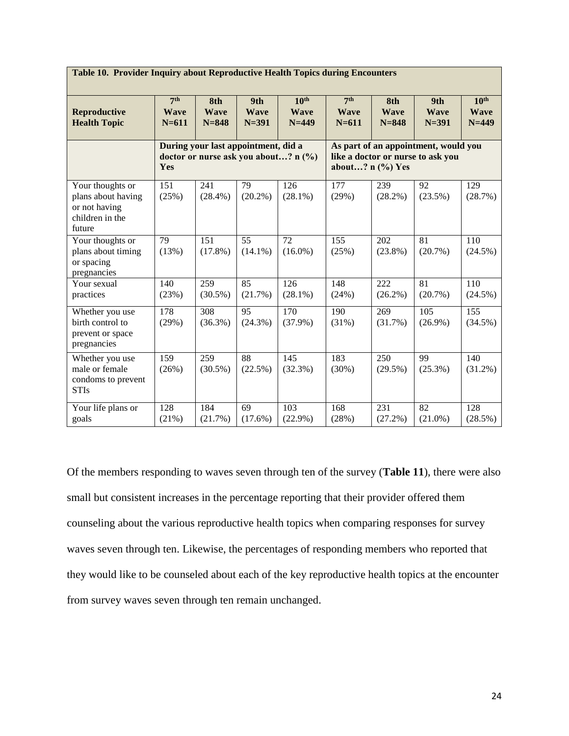**Table 10. Provider Inquiry about Reproductive Health Topics during Encounters**

| Reproductive Health Topic | 7th Wave N=611 | 8th Wave N=848 | 9th Wave N=391 | 10th Wave N=449 | 7th Wave N=611 | 8th Wave N=848 | 9th Wave N=391 | 10th Wave N=449 |
|---|---|---|---|---|---|---|---|---|
| | During your last appointment, did a doctor or nurse ask you about…? n (%) Yes | | | | As part of an appointment, would you like a doctor or nurse to ask you about…? n (%) Yes | | | |
| Your thoughts or plans about having or not having children in the future | 151 (25%) | 241 (28.4%) | 79 (20.2%) | 126 (28.1%) | 177 (29%) | 239 (28.2%) | 92 (23.5%) | 129 (28.7%) |
| Your thoughts or plans about timing or spacing pregnancies | 79 (13%) | 151 (17.8%) | 55 (14.1%) | 72 (16.0%) | 155 (25%) | 202 (23.8%) | 81 (20.7%) | 110 (24.5%) |
| Your sexual practices | 140 (23%) | 259 (30.5%) | 85 (21.7%) | 126 (28.1%) | 148 (24%) | 222 (26.2%) | 81 (20.7%) | 110 (24.5%) |
| Whether you use birth control to prevent or space pregnancies | 178 (29%) | 308 (36.3%) | 95 (24.3%) | 170 (37.9%) | 190 (31%) | 269 (31.7%) | 105 (26.9%) | 155 (34.5%) |
| Whether you use male or female condoms to prevent STIs | 159 (26%) | 259 (30.5%) | 88 (22.5%) | 145 (32.3%) | 183 (30%) | 250 (29.5%) | 99 (25.3%) | 140 (31.2%) |
| Your life plans or goals | 128 (21%) | 184 (21.7%) | 69 (17.6%) | 103 (22.9%) | 168 (28%) | 231 (27.2%) | 82 (21.0%) | 128 (28.5%) |

Of the members responding to waves seven through ten of the survey (**Table 11**), there were also small but consistent increases in the percentage reporting that their provider offered them counseling about the various reproductive health topics when comparing responses for survey waves seven through ten. Likewise, the percentages of responding members who reported that they would like to be counseled about each of the key reproductive health topics at the encounter from survey waves seven through ten remain unchanged.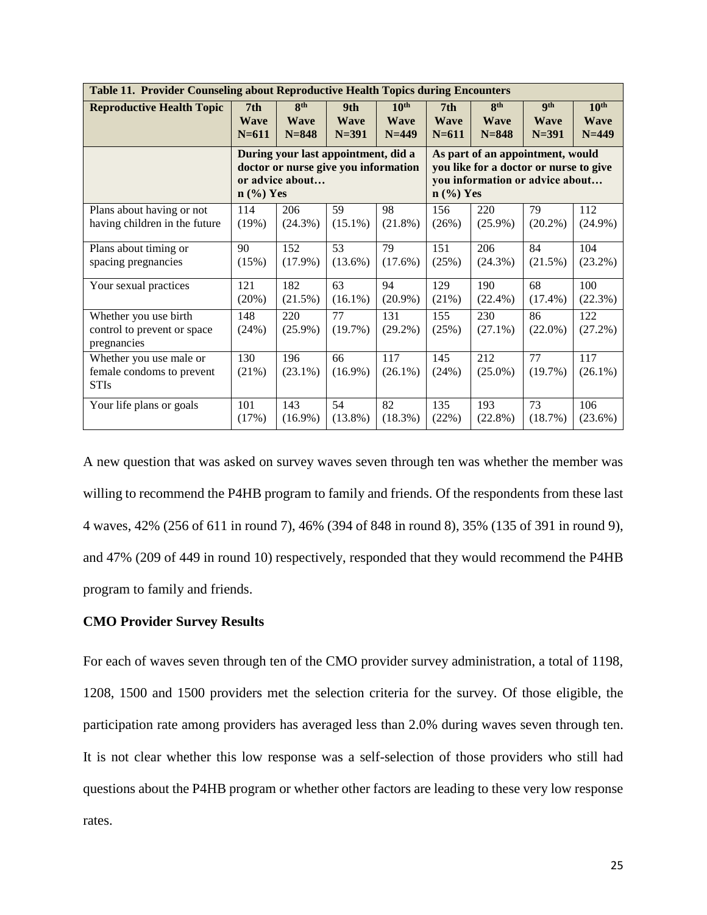| Table 11. Provider Counseling about Reproductive Health Topics during Encounters | | | | | | | | |
|---|---|---|---|---|---|---|---|---|
| **Reproductive Health Topic** | **7th Wave N=611** | **8th Wave N=848** | **9th Wave N=391** | **10th Wave N=449** | **7th Wave N=611** | **8th Wave N=848** | **9th Wave N=391** | **10th Wave N=449** |
| | **During your last appointment, did a doctor or nurse give you information or advice about… n (%) Yes** | | | | **As part of an appointment, would you like for a doctor or nurse to give you information or advice about… n (%) Yes** | | | |
| Plans about having or not having children in the future | 114 (19%) | 206 (24.3%) | 59 (15.1%) | 98 (21.8%) | 156 (26%) | 220 (25.9%) | 79 (20.2%) | 112 (24.9%) |
| Plans about timing or spacing pregnancies | 90 (15%) | 152 (17.9%) | 53 (13.6%) | 79 (17.6%) | 151 (25%) | 206 (24.3%) | 84 (21.5%) | 104 (23.2%) |
| Your sexual practices | 121 (20%) | 182 (21.5%) | 63 (16.1%) | 94 (20.9%) | 129 (21%) | 190 (22.4%) | 68 (17.4%) | 100 (22.3%) |
| Whether you use birth control to prevent or space pregnancies | 148 (24%) | 220 (25.9%) | 77 (19.7%) | 131 (29.2%) | 155 (25%) | 230 (27.1%) | 86 (22.0%) | 122 (27.2%) |
| Whether you use male or female condoms to prevent STIs | 130 (21%) | 196 (23.1%) | 66 (16.9%) | 117 (26.1%) | 145 (24%) | 212 (25.0%) | 77 (19.7%) | 117 (26.1%) |
| Your life plans or goals | 101 (17%) | 143 (16.9%) | 54 (13.8%) | 82 (18.3%) | 135 (22%) | 193 (22.8%) | 73 (18.7%) | 106 (23.6%) |

A new question that was asked on survey waves seven through ten was whether the member was willing to recommend the P4HB program to family and friends. Of the respondents from these last 4 waves, 42% (256 of 611 in round 7), 46% (394 of 848 in round 8), 35% (135 of 391 in round 9), and 47% (209 of 449 in round 10) respectively, responded that they would recommend the P4HB program to family and friends.

### CMO Provider Survey Results

For each of waves seven through ten of the CMO provider survey administration, a total of 1198, 1208, 1500 and 1500 providers met the selection criteria for the survey. Of those eligible, the participation rate among providers has averaged less than 2.0% during waves seven through ten. It is not clear whether this low response was a self-selection of those providers who still had questions about the P4HB program or whether other factors are leading to these very low response rates.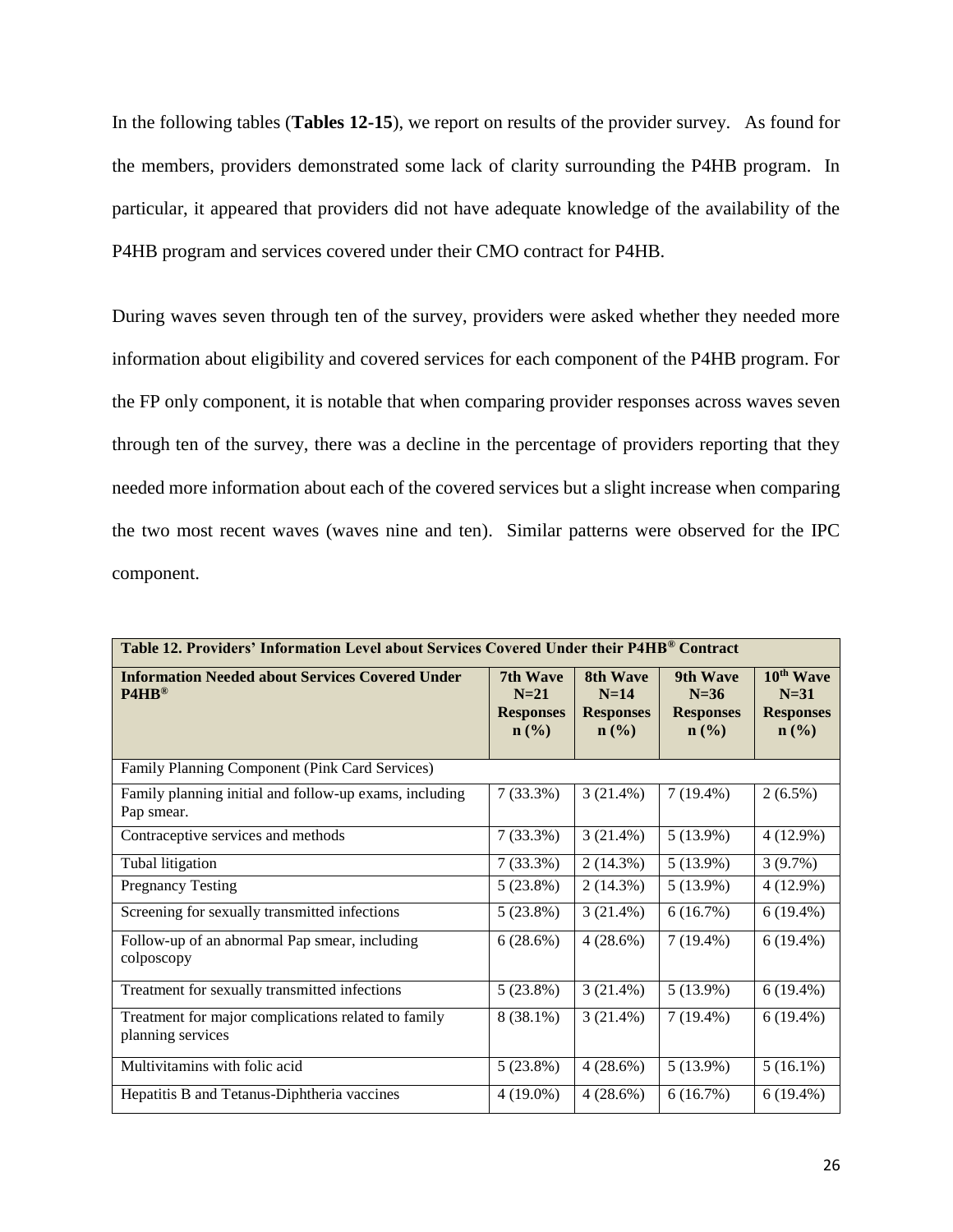In the following tables (**Tables 12-15**), we report on results of the provider survey. As found for the members, providers demonstrated some lack of clarity surrounding the P4HB program. In particular, it appeared that providers did not have adequate knowledge of the availability of the P4HB program and services covered under their CMO contract for P4HB.

During waves seven through ten of the survey, providers were asked whether they needed more information about eligibility and covered services for each component of the P4HB program. For the FP only component, it is notable that when comparing provider responses across waves seven through ten of the survey, there was a decline in the percentage of providers reporting that they needed more information about each of the covered services but a slight increase when comparing the two most recent waves (waves nine and ten). Similar patterns were observed for the IPC component.

| **Table 12. Providers' Information Level about Services Covered Under their P4HB® Contract** | | | | |
|---|---|---|---|---|
| **Information Needed about Services Covered Under P4HB®** | **7th Wave N=21 Responses n (%)** | **8th Wave N=14 Responses n (%)** | **9th Wave N=36 Responses n (%)** | **10th Wave N=31 Responses n (%)** |
| Family Planning Component (Pink Card Services) | | | | |
| Family planning initial and follow-up exams, including Pap smear. | 7 (33.3%) | 3 (21.4%) | 7 (19.4%) | 2 (6.5%) |
| Contraceptive services and methods | 7 (33.3%) | 3 (21.4%) | 5 (13.9%) | 4 (12.9%) |
| Tubal litigation | 7 (33.3%) | 2 (14.3%) | 5 (13.9%) | 3 (9.7%) |
| Pregnancy Testing | 5 (23.8%) | 2 (14.3%) | 5 (13.9%) | 4 (12.9%) |
| Screening for sexually transmitted infections | 5 (23.8%) | 3 (21.4%) | 6 (16.7%) | 6 (19.4%) |
| Follow-up of an abnormal Pap smear, including colposcopy | 6 (28.6%) | 4 (28.6%) | 7 (19.4%) | 6 (19.4%) |
| Treatment for sexually transmitted infections | 5 (23.8%) | 3 (21.4%) | 5 (13.9%) | 6 (19.4%) |
| Treatment for major complications related to family planning services | 8 (38.1%) | 3 (21.4%) | 7 (19.4%) | 6 (19.4%) |
| Multivitamins with folic acid | 5 (23.8%) | 4 (28.6%) | 5 (13.9%) | 5 (16.1%) |
| Hepatitis B and Tetanus-Diphtheria vaccines | 4 (19.0%) | 4 (28.6%) | 6 (16.7%) | 6 (19.4%) |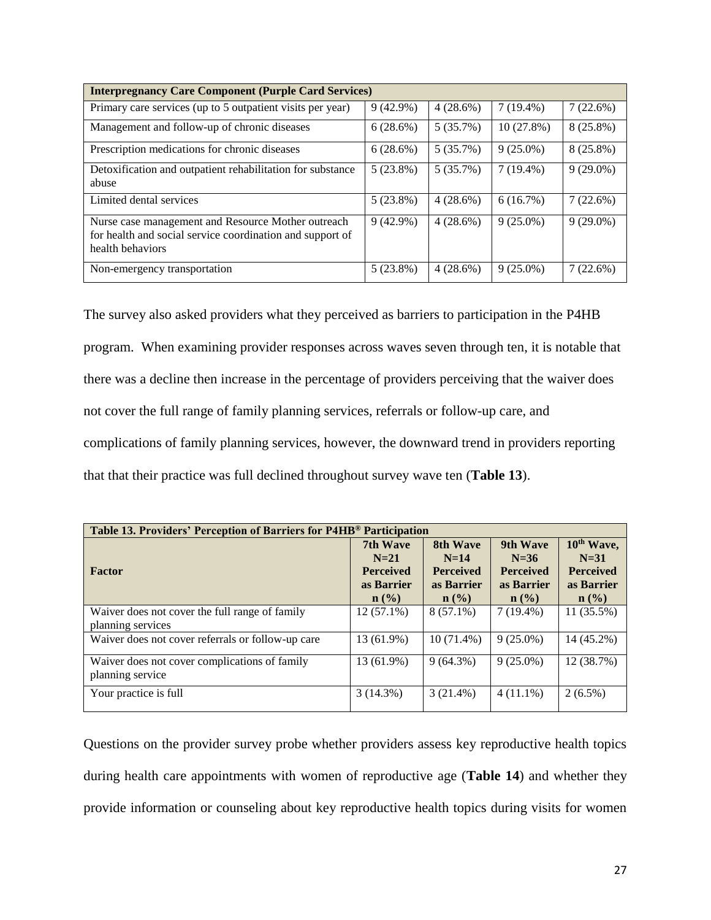| Interpregnancy Care Component (Purple Card Services) | | | | |
|---|---|---|---|---|
| Primary care services (up to 5 outpatient visits per year) | 9 (42.9%) | 4 (28.6%) | 7 (19.4%) | 7 (22.6%) |
| Management and follow-up of chronic diseases | 6 (28.6%) | 5 (35.7%) | 10 (27.8%) | 8 (25.8%) |
| Prescription medications for chronic diseases | 6 (28.6%) | 5 (35.7%) | 9 (25.0%) | 8 (25.8%) |
| Detoxification and outpatient rehabilitation for substance abuse | 5 (23.8%) | 5 (35.7%) | 7 (19.4%) | 9 (29.0%) |
| Limited dental services | 5 (23.8%) | 4 (28.6%) | 6 (16.7%) | 7 (22.6%) |
| Nurse case management and Resource Mother outreach for health and social service coordination and support of health behaviors | 9 (42.9%) | 4 (28.6%) | 9 (25.0%) | 9 (29.0%) |
| Non-emergency transportation | 5 (23.8%) | 4 (28.6%) | 9 (25.0%) | 7 (22.6%) |

The survey also asked providers what they perceived as barriers to participation in the P4HB program. When examining provider responses across waves seven through ten, it is notable that there was a decline then increase in the percentage of providers perceiving that the waiver does not cover the full range of family planning services, referrals or follow-up care, and complications of family planning services, however, the downward trend in providers reporting that that their practice was full declined throughout survey wave ten (**Table 13**).

| Table 13. Providers' Perception of Barriers for P4HB® Participation | | | | |
|---|---|---|---|---|
| **Factor** | **7th Wave N=21 Perceived as Barrier n (%)** | **8th Wave N=14 Perceived as Barrier n (%)** | **9th Wave N=36 Perceived as Barrier n (%)** | **10th Wave, N=31 Perceived as Barrier n (%)** |
| Waiver does not cover the full range of family planning services | 12 (57.1%) | 8 (57.1%) | 7 (19.4%) | 11 (35.5%) |
| Waiver does not cover referrals or follow-up care | 13 (61.9%) | 10 (71.4%) | 9 (25.0%) | 14 (45.2%) |
| Waiver does not cover complications of family planning service | 13 (61.9%) | 9 (64.3%) | 9 (25.0%) | 12 (38.7%) |
| Your practice is full | 3 (14.3%) | 3 (21.4%) | 4 (11.1%) | 2 (6.5%) |

Questions on the provider survey probe whether providers assess key reproductive health topics during health care appointments with women of reproductive age (**Table 14**) and whether they provide information or counseling about key reproductive health topics during visits for women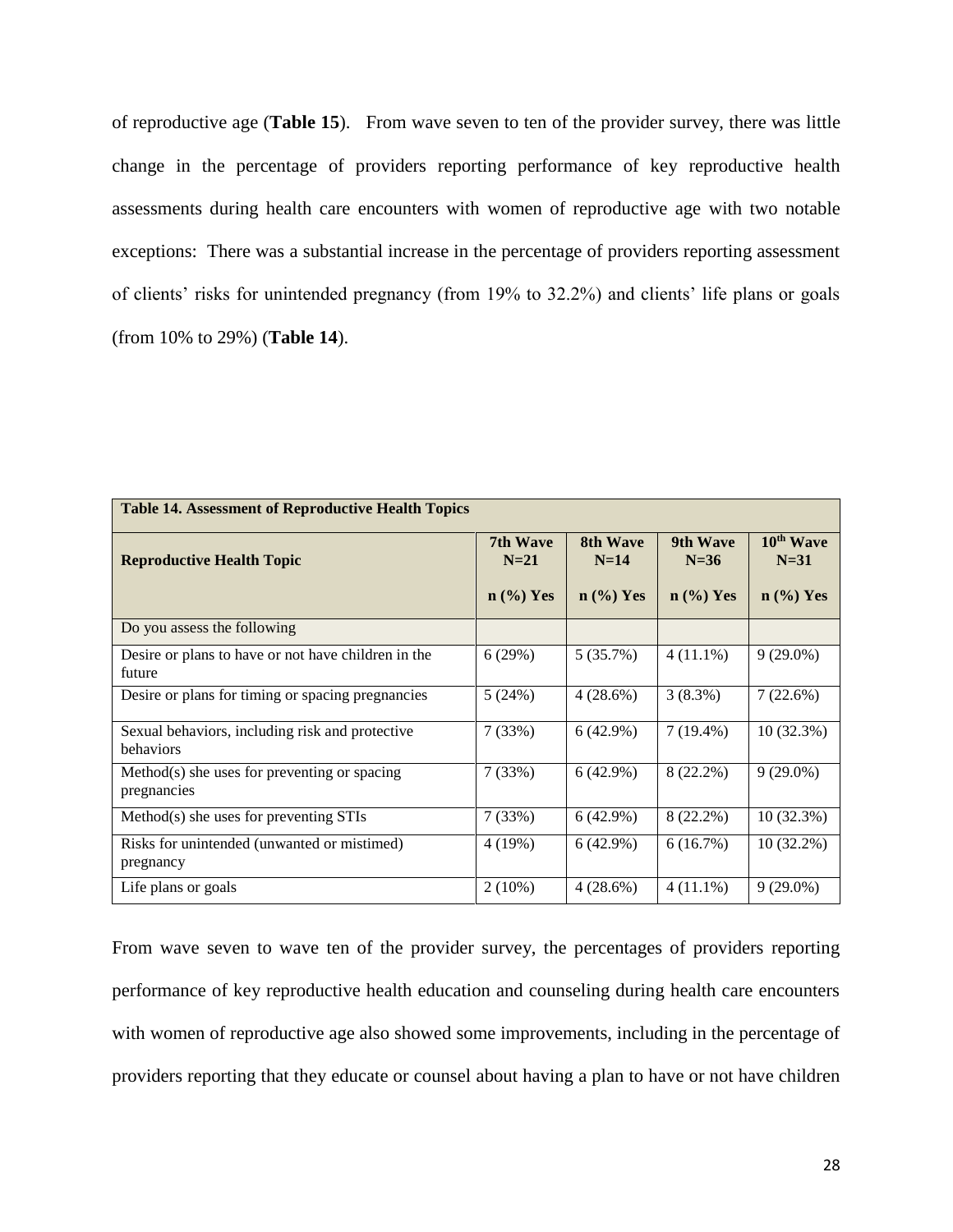of reproductive age (**Table 15**). From wave seven to ten of the provider survey, there was little change in the percentage of providers reporting performance of key reproductive health assessments during health care encounters with women of reproductive age with two notable exceptions: There was a substantial increase in the percentage of providers reporting assessment of clients' risks for unintended pregnancy (from 19% to 32.2%) and clients' life plans or goals (from 10% to 29%) (**Table 14**).

| **Table 14. Assessment of Reproductive Health Topics** | | | | |
|---|---|---|---|---|
| **Reproductive Health Topic** | **7th Wave N=21** **n (%) Yes** | **8th Wave N=14** **n (%) Yes** | **9th Wave N=36** **n (%) Yes** | **10th Wave N=31** **n (%) Yes** |
| Do you assess the following | | | | |
| Desire or plans to have or not have children in the future | 6 (29%) | 5 (35.7%) | 4 (11.1%) | 9 (29.0%) |
| Desire or plans for timing or spacing pregnancies | 5 (24%) | 4 (28.6%) | 3 (8.3%) | 7 (22.6%) |
| Sexual behaviors, including risk and protective behaviors | 7 (33%) | 6 (42.9%) | 7 (19.4%) | 10 (32.3%) |
| Method(s) she uses for preventing or spacing pregnancies | 7 (33%) | 6 (42.9%) | 8 (22.2%) | 9 (29.0%) |
| Method(s) she uses for preventing STIs | 7 (33%) | 6 (42.9%) | 8 (22.2%) | 10 (32.3%) |
| Risks for unintended (unwanted or mistimed) pregnancy | 4 (19%) | 6 (42.9%) | 6 (16.7%) | 10 (32.2%) |
| Life plans or goals | 2 (10%) | 4 (28.6%) | 4 (11.1%) | 9 (29.0%) |

From wave seven to wave ten of the provider survey, the percentages of providers reporting performance of key reproductive health education and counseling during health care encounters with women of reproductive age also showed some improvements, including in the percentage of providers reporting that they educate or counsel about having a plan to have or not have children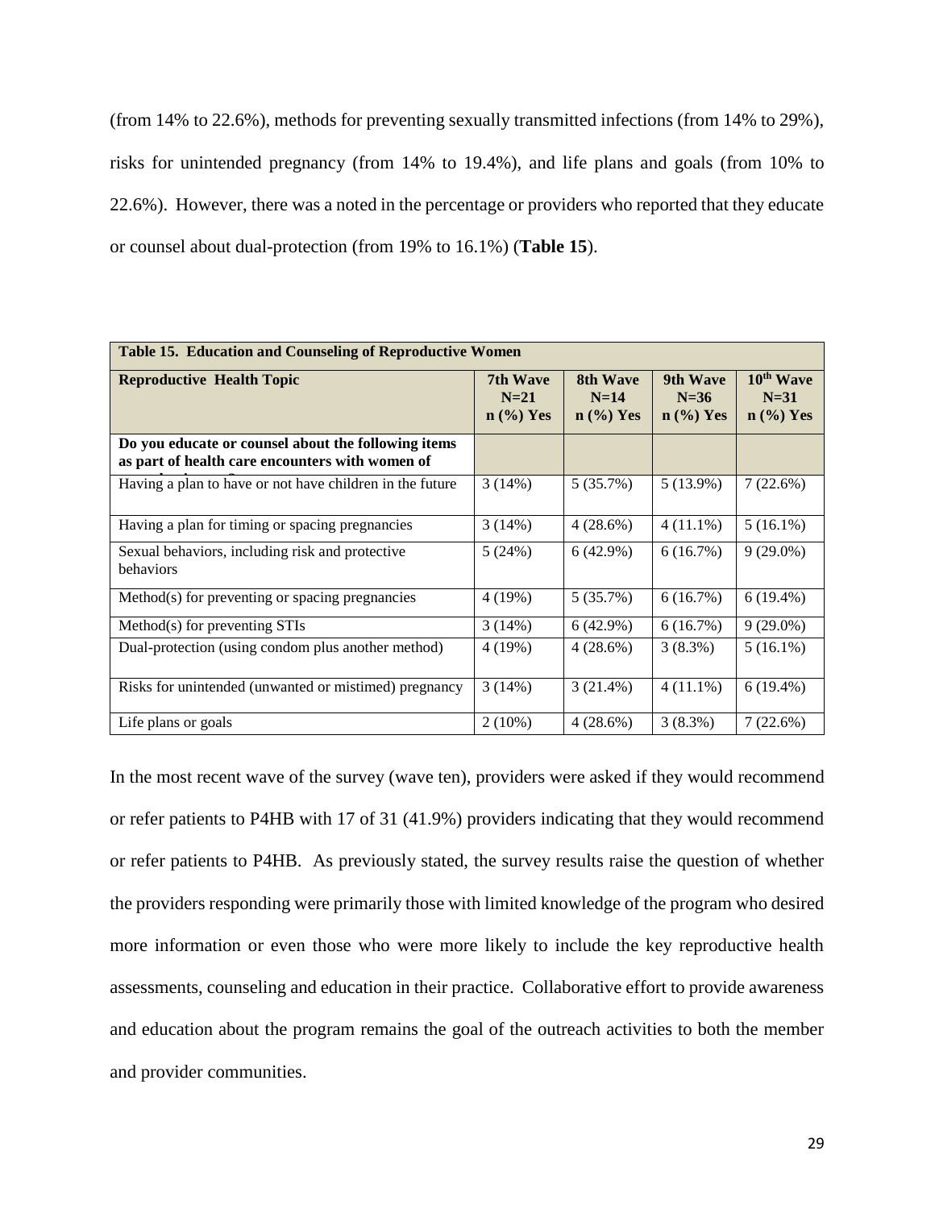(from 14% to 22.6%), methods for preventing sexually transmitted infections (from 14% to 29%), risks for unintended pregnancy (from 14% to 19.4%), and life plans and goals (from 10% to 22.6%). However, there was a noted in the percentage or providers who reported that they educate or counsel about dual-protection (from 19% to 16.1%) (**Table 15**).

| **Table 15. Education and Counseling of Reproductive Women** | | | | |
|---|---|---|---|---|
| **Reproductive Health Topic** | **7th Wave N=21 n (%) Yes** | **8th Wave N=14 n (%) Yes** | **9th Wave N=36 n (%) Yes** | **10th Wave N=31 n (%) Yes** |
| **Do you educate or counsel about the following items as part of health care encounters with women of** | | | | |
| Having a plan to have or not have children in the future | 3 (14%) | 5 (35.7%) | 5 (13.9%) | 7 (22.6%) |
| Having a plan for timing or spacing pregnancies | 3 (14%) | 4 (28.6%) | 4 (11.1%) | 5 (16.1%) |
| Sexual behaviors, including risk and protective behaviors | 5 (24%) | 6 (42.9%) | 6 (16.7%) | 9 (29.0%) |
| Method(s) for preventing or spacing pregnancies | 4 (19%) | 5 (35.7%) | 6 (16.7%) | 6 (19.4%) |
| Method(s) for preventing STIs | 3 (14%) | 6 (42.9%) | 6 (16.7%) | 9 (29.0%) |
| Dual-protection (using condom plus another method) | 4 (19%) | 4 (28.6%) | 3 (8.3%) | 5 (16.1%) |
| Risks for unintended (unwanted or mistimed) pregnancy | 3 (14%) | 3 (21.4%) | 4 (11.1%) | 6 (19.4%) |
| Life plans or goals | 2 (10%) | 4 (28.6%) | 3 (8.3%) | 7 (22.6%) |

In the most recent wave of the survey (wave ten), providers were asked if they would recommend or refer patients to P4HB with 17 of 31 (41.9%) providers indicating that they would recommend or refer patients to P4HB. As previously stated, the survey results raise the question of whether the providers responding were primarily those with limited knowledge of the program who desired more information or even those who were more likely to include the key reproductive health assessments, counseling and education in their practice. Collaborative effort to provide awareness and education about the program remains the goal of the outreach activities to both the member and provider communities.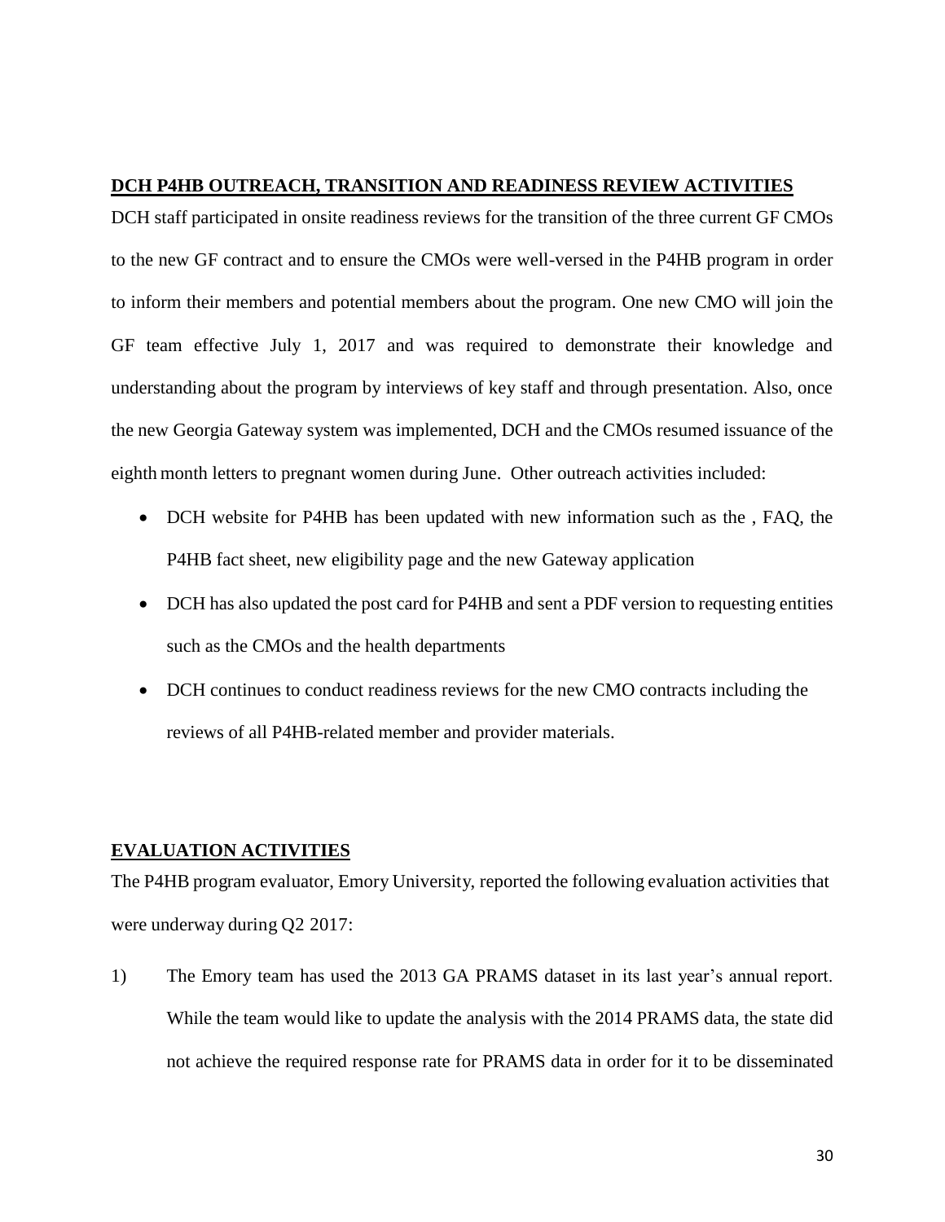## DCH P4HB OUTREACH, TRANSITION AND READINESS REVIEW ACTIVITIES

DCH staff participated in onsite readiness reviews for the transition of the three current GF CMOs to the new GF contract and to ensure the CMOs were well-versed in the P4HB program in order to inform their members and potential members about the program. One new CMO will join the GF team effective July 1, 2017 and was required to demonstrate their knowledge and understanding about the program by interviews of key staff and through presentation. Also, once the new Georgia Gateway system was implemented, DCH and the CMOs resumed issuance of the eighth month letters to pregnant women during June. Other outreach activities included:

- DCH website for P4HB has been updated with new information such as the , FAQ, the P4HB fact sheet, new eligibility page and the new Gateway application
- DCH has also updated the post card for P4HB and sent a PDF version to requesting entities such as the CMOs and the health departments
- DCH continues to conduct readiness reviews for the new CMO contracts including the reviews of all P4HB-related member and provider materials.

## EVALUATION ACTIVITIES

The P4HB program evaluator, Emory University, reported the following evaluation activities that were underway during Q2 2017:

1) The Emory team has used the 2013 GA PRAMS dataset in its last year's annual report. While the team would like to update the analysis with the 2014 PRAMS data, the state did not achieve the required response rate for PRAMS data in order for it to be disseminated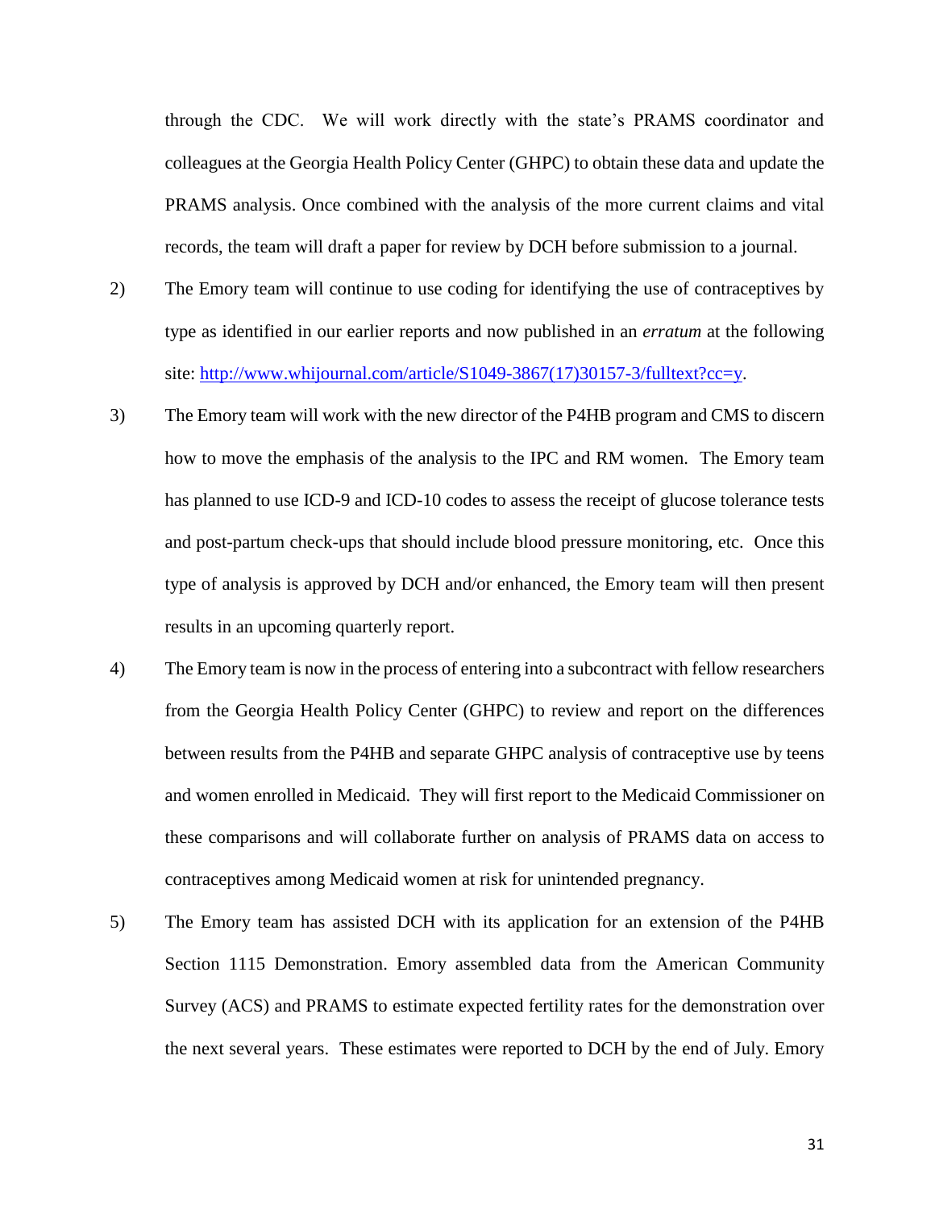through the CDC. We will work directly with the state's PRAMS coordinator and colleagues at the Georgia Health Policy Center (GHPC) to obtain these data and update the PRAMS analysis. Once combined with the analysis of the more current claims and vital records, the team will draft a paper for review by DCH before submission to a journal.

2) The Emory team will continue to use coding for identifying the use of contraceptives by type as identified in our earlier reports and now published in an *erratum* at the following site: [http://www.whijournal.com/article/S1049-3867(17)30157-3/fulltext?cc=y](http://www.whijournal.com/article/S1049-3867(17)30157-3/fulltext?cc=y).

3) The Emory team will work with the new director of the P4HB program and CMS to discern how to move the emphasis of the analysis to the IPC and RM women. The Emory team has planned to use ICD-9 and ICD-10 codes to assess the receipt of glucose tolerance tests and post-partum check-ups that should include blood pressure monitoring, etc. Once this type of analysis is approved by DCH and/or enhanced, the Emory team will then present results in an upcoming quarterly report.

4) The Emory team is now in the process of entering into a subcontract with fellow researchers from the Georgia Health Policy Center (GHPC) to review and report on the differences between results from the P4HB and separate GHPC analysis of contraceptive use by teens and women enrolled in Medicaid. They will first report to the Medicaid Commissioner on these comparisons and will collaborate further on analysis of PRAMS data on access to contraceptives among Medicaid women at risk for unintended pregnancy.

5) The Emory team has assisted DCH with its application for an extension of the P4HB Section 1115 Demonstration. Emory assembled data from the American Community Survey (ACS) and PRAMS to estimate expected fertility rates for the demonstration over the next several years. These estimates were reported to DCH by the end of July. Emory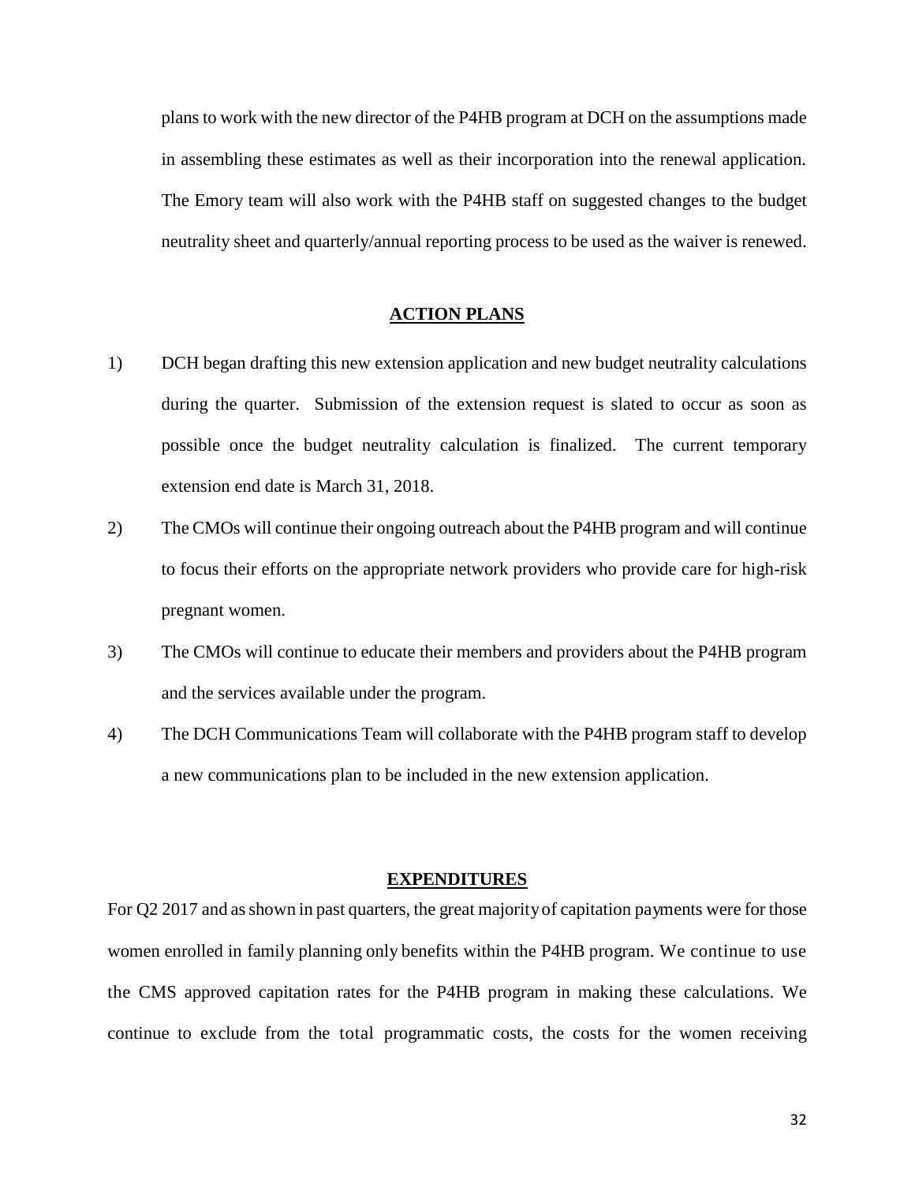plans to work with the new director of the P4HB program at DCH on the assumptions made in assembling these estimates as well as their incorporation into the renewal application. The Emory team will also work with the P4HB staff on suggested changes to the budget neutrality sheet and quarterly/annual reporting process to be used as the waiver is renewed.

## ACTION PLANS

1) DCH began drafting this new extension application and new budget neutrality calculations during the quarter. Submission of the extension request is slated to occur as soon as possible once the budget neutrality calculation is finalized. The current temporary extension end date is March 31, 2018.

2) The CMOs will continue their ongoing outreach about the P4HB program and will continue to focus their efforts on the appropriate network providers who provide care for high-risk pregnant women.

3) The CMOs will continue to educate their members and providers about the P4HB program and the services available under the program.

4) The DCH Communications Team will collaborate with the P4HB program staff to develop a new communications plan to be included in the new extension application.

## EXPENDITURES

For Q2 2017 and as shown in past quarters, the great majority of capitation payments were for those women enrolled in family planning only benefits within the P4HB program. We continue to use the CMS approved capitation rates for the P4HB program in making these calculations. We continue to exclude from the total programmatic costs, the costs for the women receiving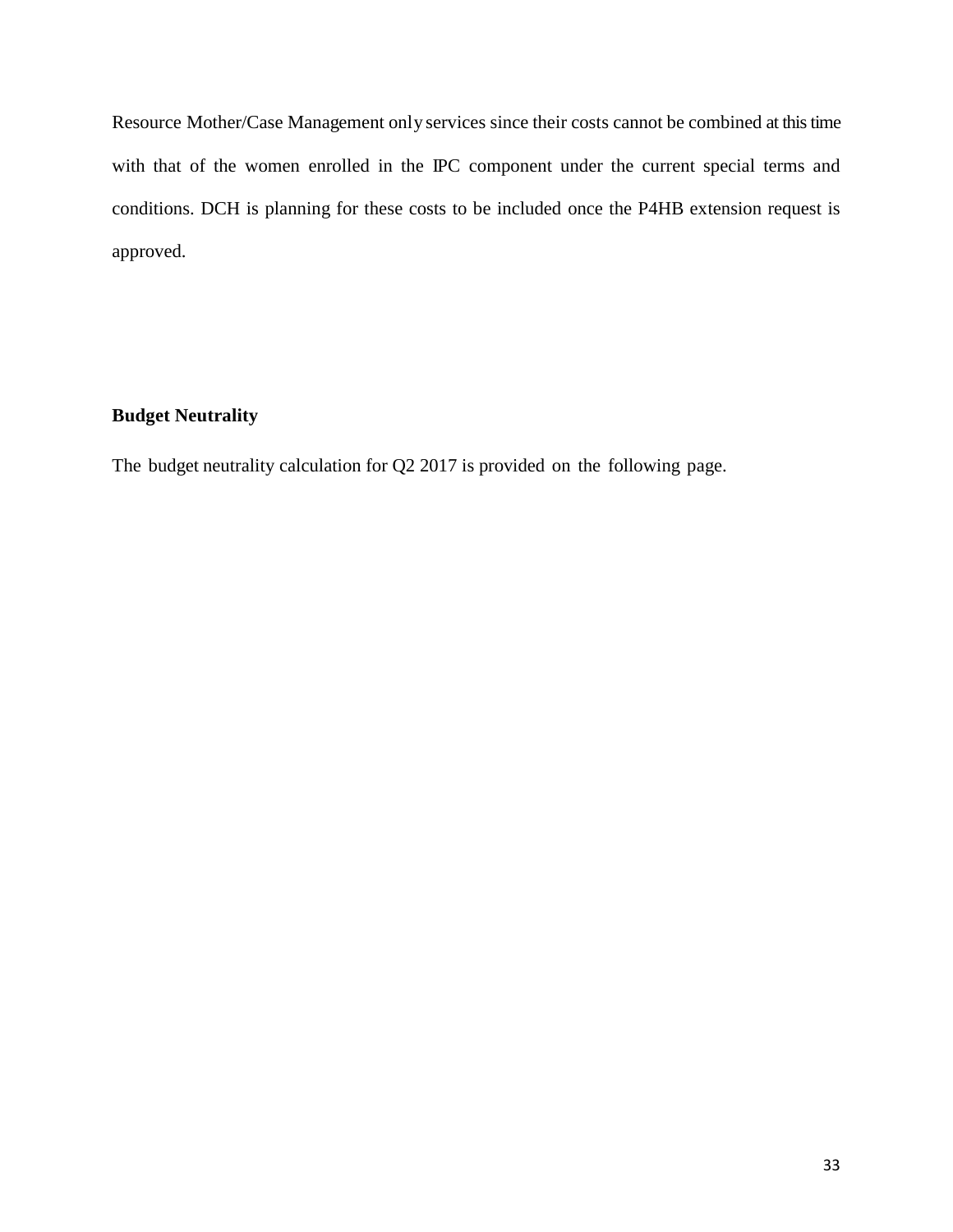Resource Mother/Case Management only services since their costs cannot be combined at this time with that of the women enrolled in the IPC component under the current special terms and conditions. DCH is planning for these costs to be included once the P4HB extension request is approved.

**Budget Neutrality**

The budget neutrality calculation for Q2 2017 is provided on the following page.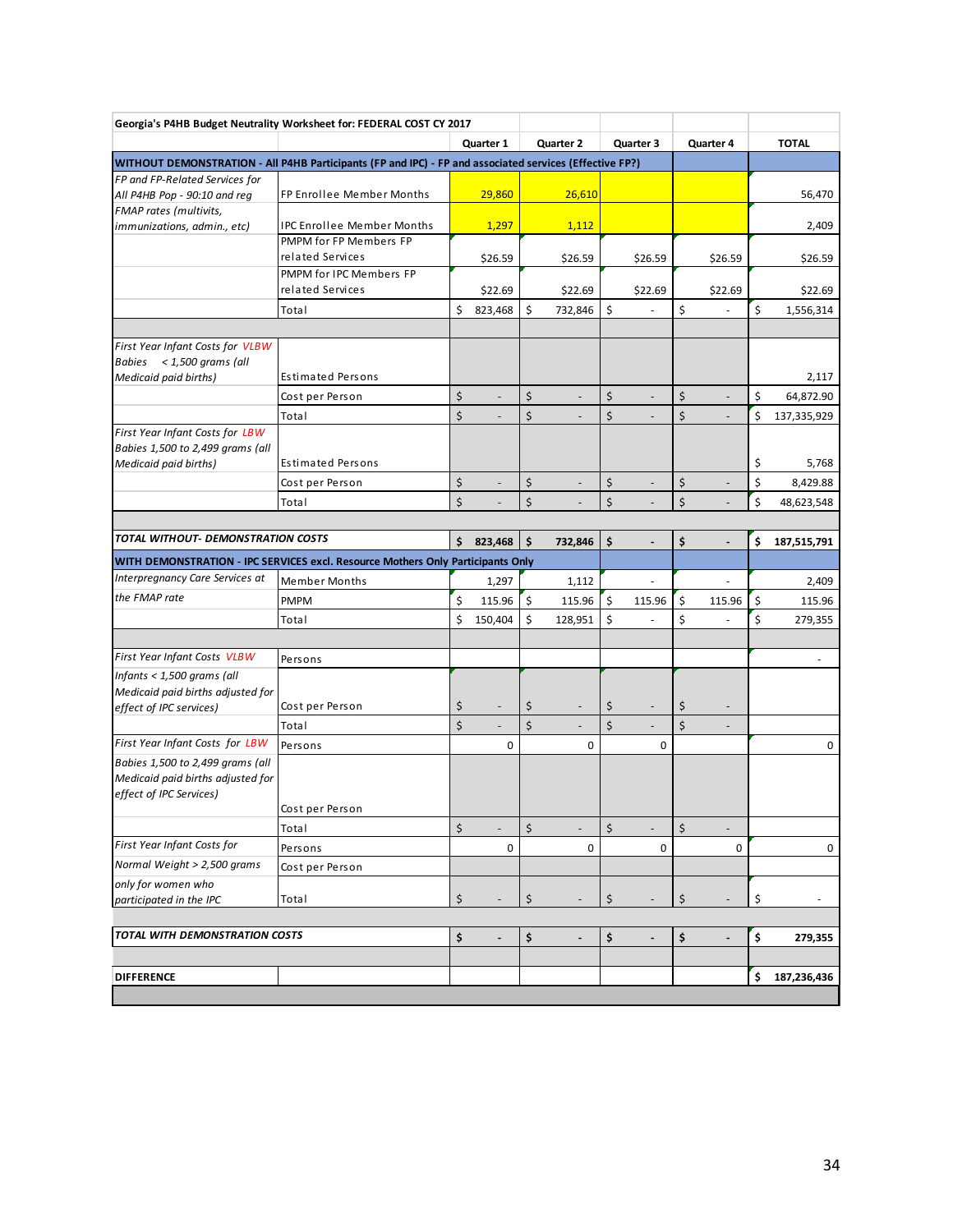| Georgia's P4HB Budget Neutrality Worksheet for: FEDERAL COST CY 2017 | | | | | | |
|---|---|---|---|---|---|---|
| | | Quarter 1 | Quarter 2 | Quarter 3 | Quarter 4 | TOTAL |
| **WITHOUT DEMONSTRATION - All P4HB Participants (FP and IPC) - FP and associated services (Effective FP?)** | | | | | | |
| *FP and FP-Related Services for All P4HB Pop - 90:10 and reg* | FP Enrollee Member Months | 29,860 | 26,610 | | | 56,470 |
| *FMAP rates (multivits, immunizations, admin., etc)* | IPC Enrollee Member Months | 1,297 | 1,112 | | | 2,409 |
| | PMPM for FP Members FP related Services | $26.59 | $26.59 | $26.59 | $26.59 | $26.59 |
| | PMPM for IPC Members FP related Services | $22.69 | $22.69 | $22.69 | $22.69 | $22.69 |
| | Total | $ 823,468 | $ 732,846 | $ - | $ - | $ 1,556,314 |
| | | | | | | |
| *First Year Infant Costs for VLBW Babies < 1,500 grams (all Medicaid paid births)* | Estimated Persons | | | | | 2,117 |
| | Cost per Person | $ - | $ - | $ - | $ - | $ 64,872.90 |
| | Total | $ - | $ - | $ - | $ - | $ 137,335,929 |
| *First Year Infant Costs for LBW Babies 1,500 to 2,499 grams (all Medicaid paid births)* | Estimated Persons | | | | | $ 5,768 |
| | Cost per Person | $ - | $ - | $ - | $ - | $ 8,429.88 |
| | Total | $ - | $ - | $ - | $ - | $ 48,623,548 |
| | | | | | | |
| ***TOTAL WITHOUT- DEMONSTRATION COSTS*** | | **$ 823,468** | **$ 732,846** | **$ -** | **$ -** | **$ 187,515,791** |
| **WITH DEMONSTRATION - IPC SERVICES excl. Resource Mothers Only Participants Only** | | | | | | |
| *Interpregnancy Care Services at* | Member Months | 1,297 | 1,112 | - | - | 2,409 |
| *the FMAP rate* | PMPM | $ 115.96 | $ 115.96 | $ 115.96 | $ 115.96 | $ 115.96 |
| | Total | $ 150,404 | $ 128,951 | $ - | $ - | $ 279,355 |
| | | | | | | |
| *First Year Infant Costs VLBW* | Persons | | | | | - |
| *Infants < 1,500 grams (all Medicaid paid births adjusted for effect of IPC services)* | Cost per Person | $ - | $ - | $ - | $ - | |
| | Total | $ - | $ - | $ - | $ - | |
| *First Year Infant Costs for LBW* | Persons | 0 | 0 | 0 | | 0 |
| *Babies 1,500 to 2,499 grams (all Medicaid paid births adjusted for effect of IPC Services)* | Cost per Person | | | | | |
| | Total | $ - | $ - | $ - | $ - | |
| *First Year Infant Costs for* | Persons | 0 | 0 | 0 | 0 | 0 |
| *Normal Weight > 2,500 grams* | Cost per Person | | | | | |
| *only for women who participated in the IPC* | Total | $ - | $ - | $ - | $ - | $ - |
| | | | | | | |
| ***TOTAL WITH DEMONSTRATION COSTS*** | | **$ -** | **$ -** | **$ -** | **$ -** | **$ 279,355** |
| | | | | | | |
| **DIFFERENCE** | | | | | | **$ 187,236,436** |